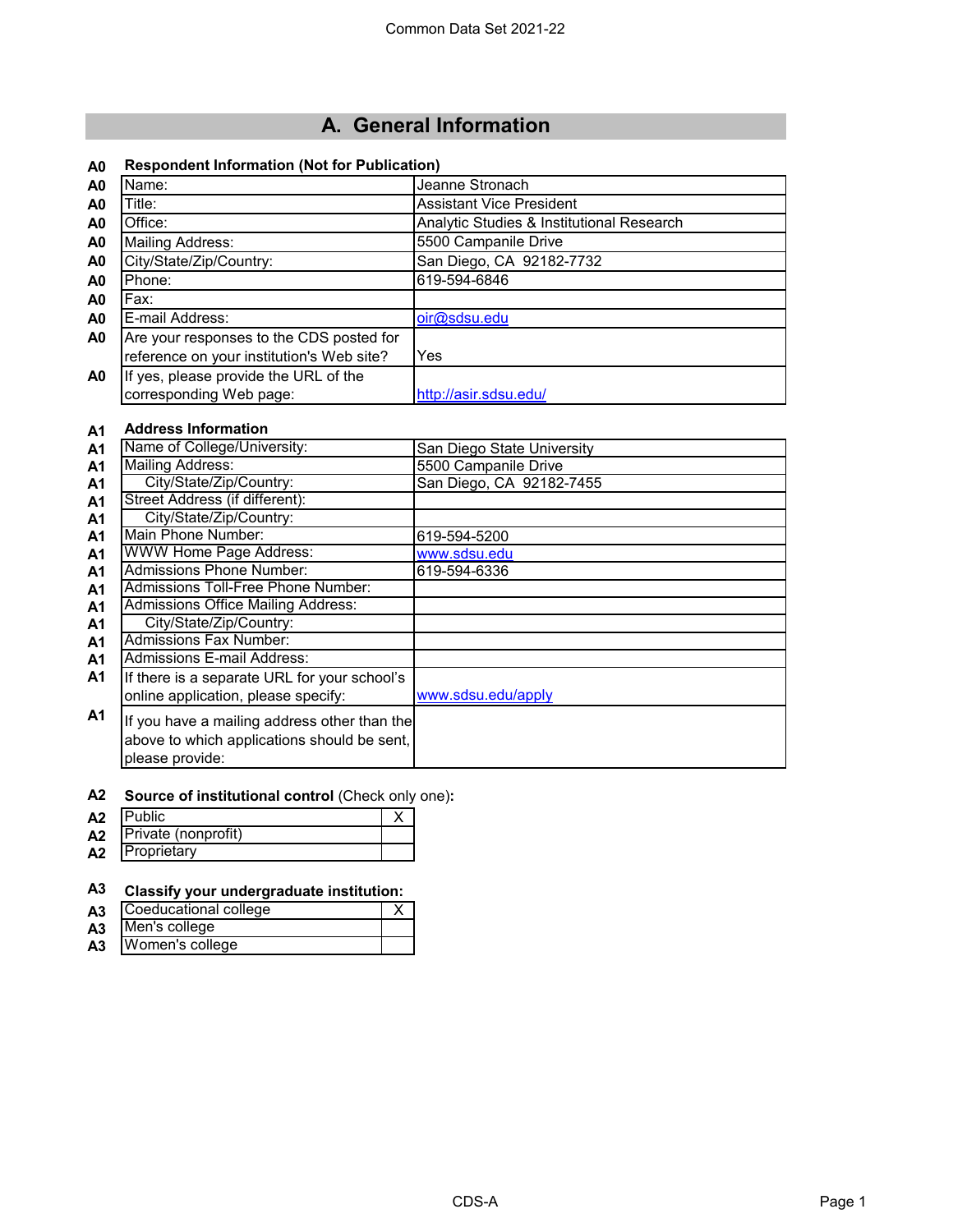# A. General Information

**A0 Respondent Information (Not for Publication)**

| Field | Value |
|---|---|
| Name: | Jeanne Stronach |
| Title: | Assistant Vice President |
| Office: | Analytic Studies & Institutional Research |
| Mailing Address: | 5500 Campanile Drive |
| City/State/Zip/Country: | San Diego, CA 92182-7732 |
| Phone: | 619-594-6846 |
| Fax: | |
| E-mail Address: | oir@sdsu.edu |
| Are your responses to the CDS posted for reference on your institution's Web site? | Yes |
| If yes, please provide the URL of the corresponding Web page: | http://asir.sdsu.edu/ |

**A1 Address Information**

| Field | Value |
|---|---|
| Name of College/University: | San Diego State University |
| Mailing Address: | 5500 Campanile Drive |
| City/State/Zip/Country: | San Diego, CA 92182-7455 |
| Street Address (if different): | |
| City/State/Zip/Country: | |
| Main Phone Number: | 619-594-5200 |
| WWW Home Page Address: | www.sdsu.edu |
| Admissions Phone Number: | 619-594-6336 |
| Admissions Toll-Free Phone Number: | |
| Admissions Office Mailing Address: | |
| City/State/Zip/Country: | |
| Admissions Fax Number: | |
| Admissions E-mail Address: | |
| If there is a separate URL for your school's online application, please specify: | www.sdsu.edu/apply |
| If you have a mailing address other than the above to which applications should be sent, please provide: | |

**A2 Source of institutional control** (Check only one)**:**

| Type | |
|---|---|
| Public | X |
| Private (nonprofit) | |
| Proprietary | |

**A3 Classify your undergraduate institution:**

| Type | |
|---|---|
| Coeducational college | X |
| Men's college | |
| Women's college | |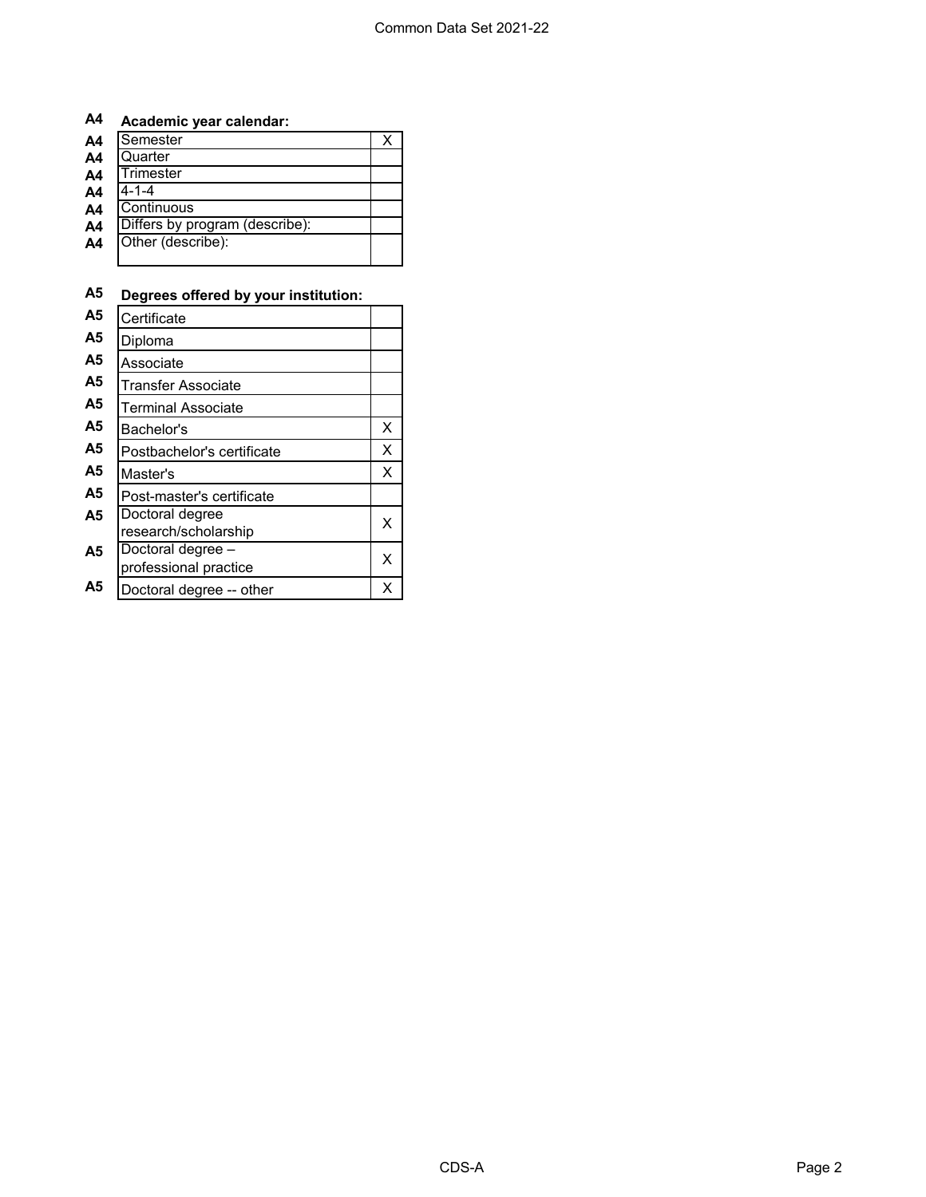## A4 Academic year calendar:

| | | |
|---|---|---|
| A4 | Semester | X |
| A4 | Quarter | |
| A4 | Trimester | |
| A4 | 4-1-4 | |
| A4 | Continuous | |
| A4 | Differs by program (describe): | |
| A4 | Other (describe): | |

## A5 Degrees offered by your institution:

| | | |
|---|---|---|
| A5 | Certificate | |
| A5 | Diploma | |
| A5 | Associate | |
| A5 | Transfer Associate | |
| A5 | Terminal Associate | |
| A5 | Bachelor's | X |
| A5 | Postbachelor's certificate | X |
| A5 | Master's | X |
| A5 | Post-master's certificate | |
| A5 | Doctoral degree research/scholarship | X |
| A5 | Doctoral degree – professional practice | X |
| A5 | Doctoral degree -- other | X |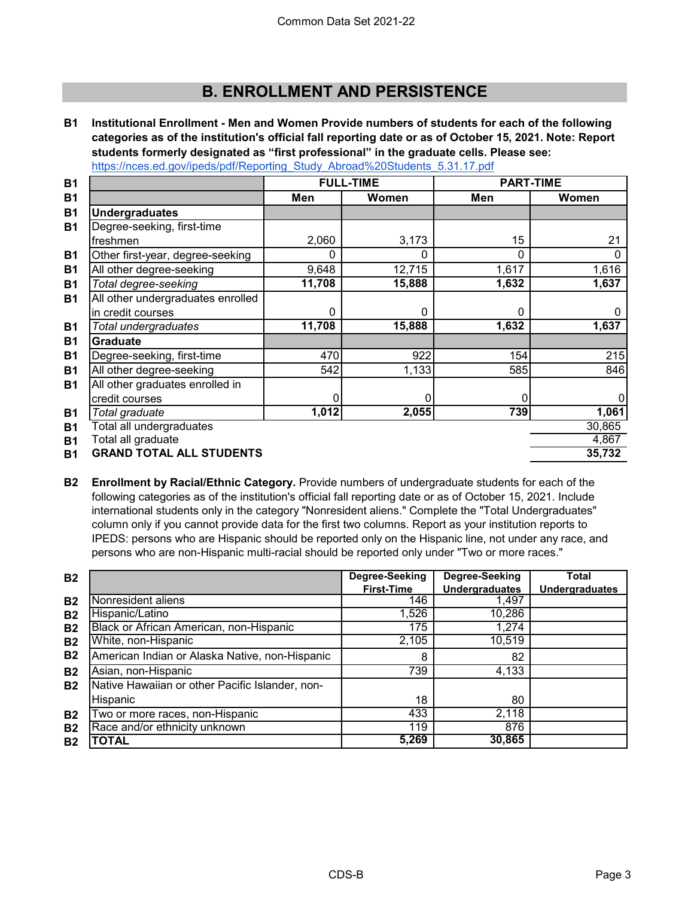# B. ENROLLMENT AND PERSISTENCE

**B1 Institutional Enrollment - Men and Women Provide numbers of students for each of the following categories as of the institution's official fall reporting date or as of October 15, 2021. Note: Report students formerly designated as "first professional" in the graduate cells. Please see:**
https://nces.ed.gov/ipeds/pdf/Reporting_Study_Abroad%20Students_5.31.17.pdf

| | FULL-TIME | | PART-TIME | |
|---|---|---|---|---|
| | **Men** | **Women** | **Men** | **Women** |
| **Undergraduates** | | | | |
| Degree-seeking, first-time freshmen | 2,060 | 3,173 | 15 | 21 |
| Other first-year, degree-seeking | 0 | 0 | 0 | 0 |
| All other degree-seeking | 9,648 | 12,715 | 1,617 | 1,616 |
| *Total degree-seeking* | **11,708** | **15,888** | **1,632** | **1,637** |
| All other undergraduates enrolled in credit courses | 0 | 0 | 0 | 0 |
| *Total undergraduates* | **11,708** | **15,888** | **1,632** | **1,637** |
| **Graduate** | | | | |
| Degree-seeking, first-time | 470 | 922 | 154 | 215 |
| All other degree-seeking | 542 | 1,133 | 585 | 846 |
| All other graduates enrolled in credit courses | 0 | 0 | 0 | 0 |
| *Total graduate* | **1,012** | **2,055** | **739** | **1,061** |
| Total all undergraduates | | | | 30,865 |
| Total all graduate | | | | 4,867 |
| **GRAND TOTAL ALL STUDENTS** | | | | **35,732** |

**B2 Enrollment by Racial/Ethnic Category.** Provide numbers of undergraduate students for each of the following categories as of the institution's official fall reporting date or as of October 15, 2021. Include international students only in the category "Nonresident aliens." Complete the "Total Undergraduates" column only if you cannot provide data for the first two columns. Report as your institution reports to IPEDS: persons who are Hispanic should be reported only on the Hispanic line, not under any race, and persons who are non-Hispanic multi-racial should be reported only under "Two or more races."

| | Degree-Seeking First-Time | Degree-Seeking Undergraduates | Total Undergraduates |
|---|---|---|---|
| Nonresident aliens | 146 | 1,497 | |
| Hispanic/Latino | 1,526 | 10,286 | |
| Black or African American, non-Hispanic | 175 | 1,274 | |
| White, non-Hispanic | 2,105 | 10,519 | |
| American Indian or Alaska Native, non-Hispanic | 8 | 82 | |
| Asian, non-Hispanic | 739 | 4,133 | |
| Native Hawaiian or other Pacific Islander, non-Hispanic | 18 | 80 | |
| Two or more races, non-Hispanic | 433 | 2,118 | |
| Race and/or ethnicity unknown | 119 | 876 | |
| **TOTAL** | **5,269** | **30,865** | |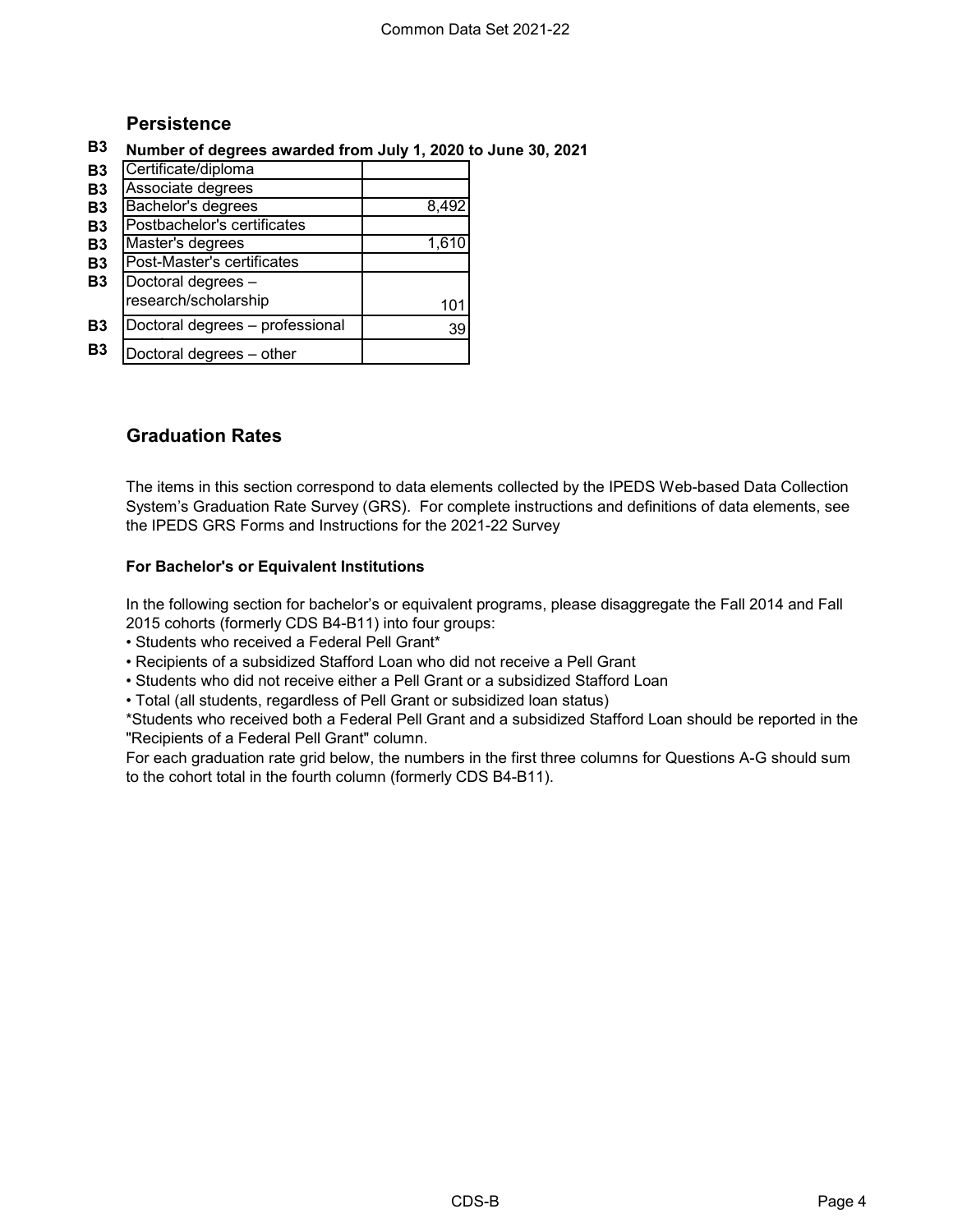## Persistence

**B3 Number of degrees awarded from July 1, 2020 to June 30, 2021**

| | | |
|---|---|---|
| B3 | Certificate/diploma | |
| B3 | Associate degrees | |
| B3 | Bachelor's degrees | 8,492 |
| B3 | Postbachelor's certificates | |
| B3 | Master's degrees | 1,610 |
| B3 | Post-Master's certificates | |
| B3 | Doctoral degrees – research/scholarship | 101 |
| B3 | Doctoral degrees – professional | 39 |
| B3 | Doctoral degrees – other | |

## Graduation Rates

The items in this section correspond to data elements collected by the IPEDS Web-based Data Collection System's Graduation Rate Survey (GRS). For complete instructions and definitions of data elements, see the IPEDS GRS Forms and Instructions for the 2021-22 Survey

**For Bachelor's or Equivalent Institutions**

In the following section for bachelor's or equivalent programs, please disaggregate the Fall 2014 and Fall 2015 cohorts (formerly CDS B4-B11) into four groups:

- Students who received a Federal Pell Grant*
- Recipients of a subsidized Stafford Loan who did not receive a Pell Grant
- Students who did not receive either a Pell Grant or a subsidized Stafford Loan
- Total (all students, regardless of Pell Grant or subsidized loan status)

*Students who received both a Federal Pell Grant and a subsidized Stafford Loan should be reported in the "Recipients of a Federal Pell Grant" column.

For each graduation rate grid below, the numbers in the first three columns for Questions A-G should sum to the cohort total in the fourth column (formerly CDS B4-B11).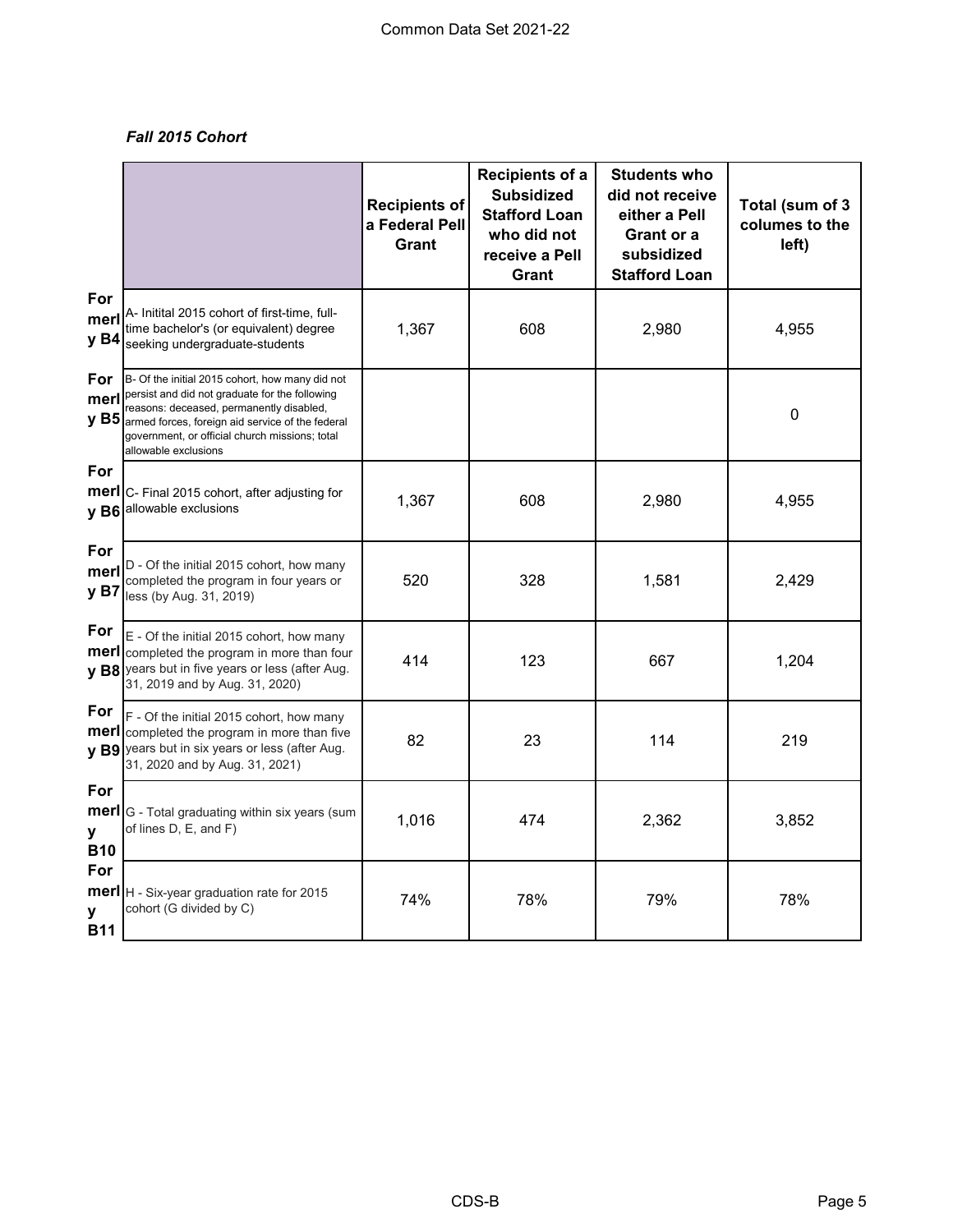*Fall 2015 Cohort*

| | | Recipients of a Federal Pell Grant | Recipients of a Subsidized Stafford Loan who did not receive a Pell Grant | Students who did not receive either a Pell Grant or a subsidized Stafford Loan | Total (sum of 3 columes to the left) |
|---|---|---|---|---|---|
| Formerly B4 | A- Initital 2015 cohort of first-time, full-time bachelor's (or equivalent) degree seeking undergraduate-students | 1,367 | 608 | 2,980 | 4,955 |
| Formerly B5 | B- Of the initial 2015 cohort, how many did not persist and did not graduate for the following reasons: deceased, permanently disabled, armed forces, foreign aid service of the federal government, or official church missions; total allowable exclusions | | | | 0 |
| Formerly B6 | C- Final 2015 cohort, after adjusting for allowable exclusions | 1,367 | 608 | 2,980 | 4,955 |
| Formerly B7 | D - Of the initial 2015 cohort, how many completed the program in four years or less (by Aug. 31, 2019) | 520 | 328 | 1,581 | 2,429 |
| Formerly B8 | E - Of the initial 2015 cohort, how many completed the program in more than four years but in five years or less (after Aug. 31, 2019 and by Aug. 31, 2020) | 414 | 123 | 667 | 1,204 |
| Formerly B9 | F - Of the initial 2015 cohort, how many completed the program in more than five years but in six years or less (after Aug. 31, 2020 and by Aug. 31, 2021) | 82 | 23 | 114 | 219 |
| Formerly B10 | G - Total graduating within six years (sum of lines D, E, and F) | 1,016 | 474 | 2,362 | 3,852 |
| Formerly B11 | H - Six-year graduation rate for 2015 cohort (G divided by C) | 74% | 78% | 79% | 78% |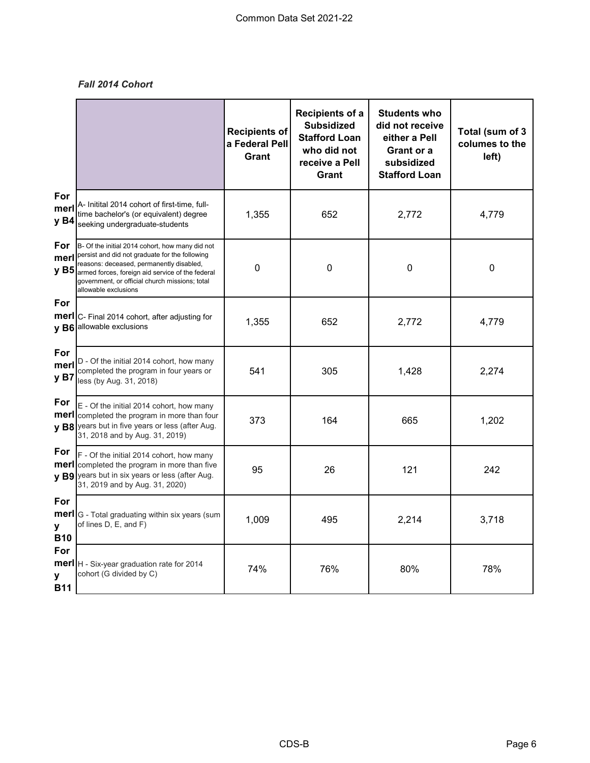*Fall 2014 Cohort*

| | | Recipients of a Federal Pell Grant | Recipients of a Subsidized Stafford Loan who did not receive a Pell Grant | Students who did not receive either a Pell Grant or a subsidized Stafford Loan | Total (sum of 3 columes to the left) |
|---|---|---|---|---|---|
| Formerly B4 | A- Initital 2014 cohort of first-time, full-time bachelor's (or equivalent) degree seeking undergraduate-students | 1,355 | 652 | 2,772 | 4,779 |
| Formerly B5 | B- Of the initial 2014 cohort, how many did not persist and did not graduate for the following reasons: deceased, permanently disabled, armed forces, foreign aid service of the federal government, or official church missions; total allowable exclusions | 0 | 0 | 0 | 0 |
| Formerly B6 | C- Final 2014 cohort, after adjusting for allowable exclusions | 1,355 | 652 | 2,772 | 4,779 |
| Formerly B7 | D - Of the initial 2014 cohort, how many completed the program in four years or less (by Aug. 31, 2018) | 541 | 305 | 1,428 | 2,274 |
| Formerly B8 | E - Of the initial 2014 cohort, how many completed the program in more than four years but in five years or less (after Aug. 31, 2018 and by Aug. 31, 2019) | 373 | 164 | 665 | 1,202 |
| Formerly B9 | F - Of the initial 2014 cohort, how many completed the program in more than five years but in six years or less (after Aug. 31, 2019 and by Aug. 31, 2020) | 95 | 26 | 121 | 242 |
| Formerly B10 | G - Total graduating within six years (sum of lines D, E, and F) | 1,009 | 495 | 2,214 | 3,718 |
| Formerly B11 | H - Six-year graduation rate for 2014 cohort (G divided by C) | 74% | 76% | 80% | 78% |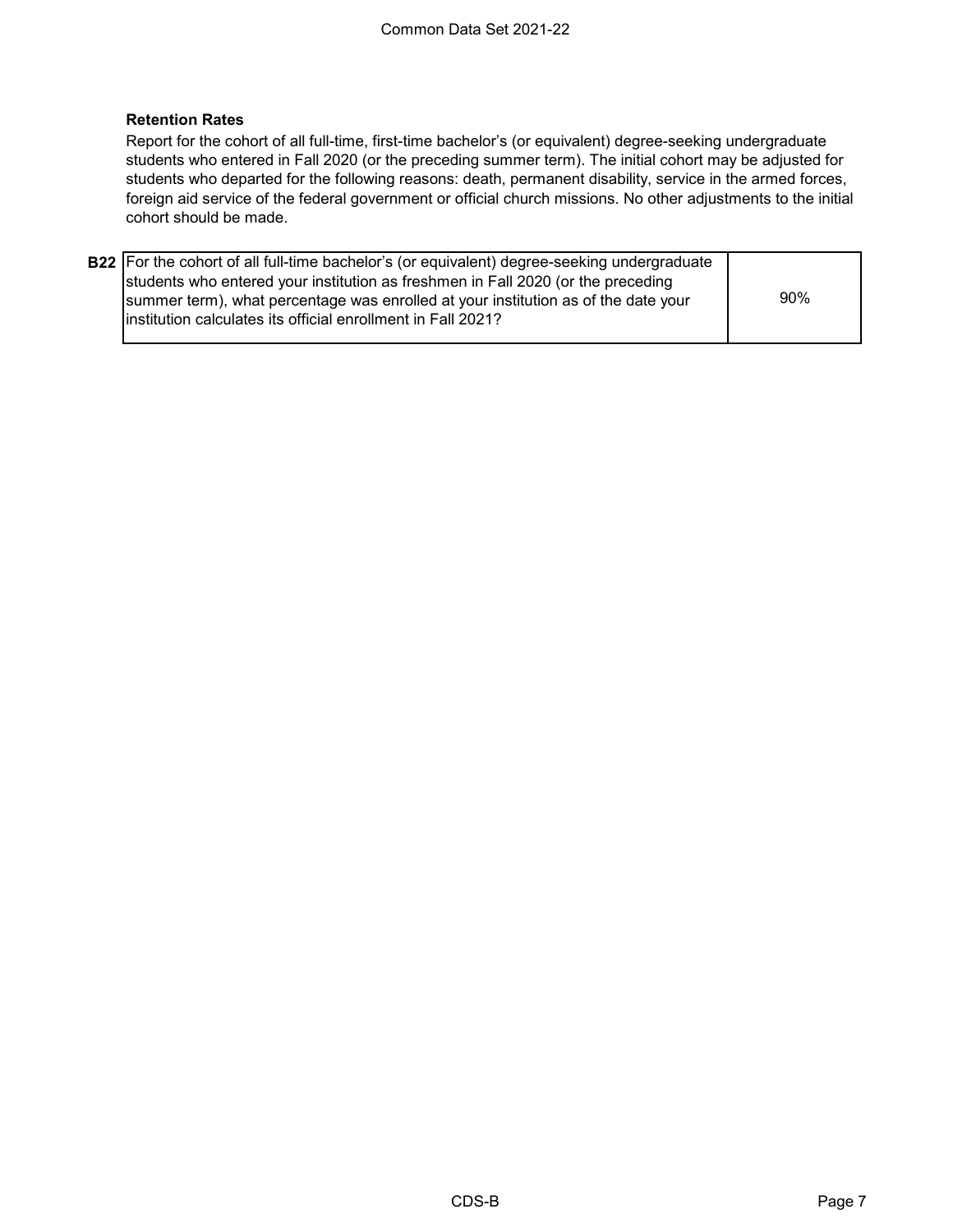### Retention Rates

Report for the cohort of all full-time, first-time bachelor's (or equivalent) degree-seeking undergraduate students who entered in Fall 2020 (or the preceding summer term). The initial cohort may be adjusted for students who departed for the following reasons: death, permanent disability, service in the armed forces, foreign aid service of the federal government or official church missions. No other adjustments to the initial cohort should be made.

| | | |
|---|---|---|
| **B22** | For the cohort of all full-time bachelor's (or equivalent) degree-seeking undergraduate students who entered your institution as freshmen in Fall 2020 (or the preceding summer term), what percentage was enrolled at your institution as of the date your institution calculates its official enrollment in Fall 2021? | 90% |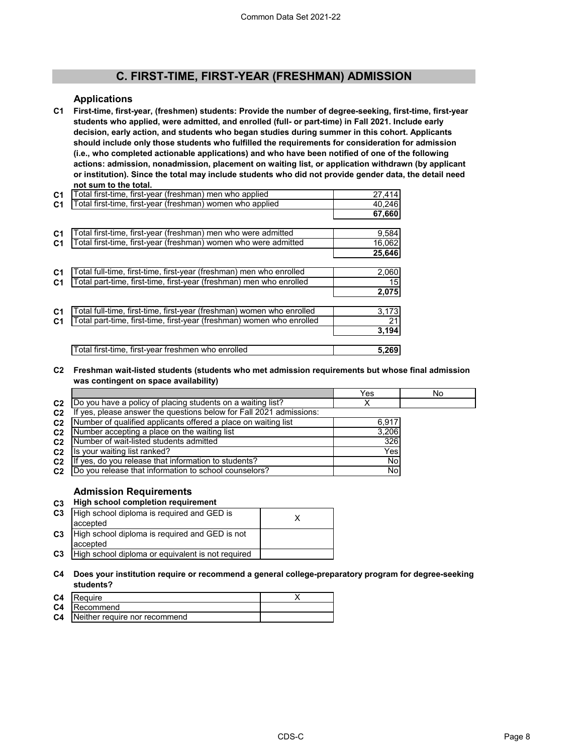# C. FIRST-TIME, FIRST-YEAR (FRESHMAN) ADMISSION

## Applications

**C1 First-time, first-year, (freshmen) students: Provide the number of degree-seeking, first-time, first-year students who applied, were admitted, and enrolled (full- or part-time) in Fall 2021. Include early decision, early action, and students who began studies during summer in this cohort. Applicants should include only those students who fulfilled the requirements for consideration for admission (i.e., who completed actionable applications) and who have been notified of one of the following actions: admission, nonadmission, placement on waiting list, or application withdrawn (by applicant or institution). Since the total may include students who did not provide gender data, the detail need not sum to the total.**

| | | |
|---|---|---|
| C1 | Total first-time, first-year (freshman) men who applied | 27,414 |
| C1 | Total first-time, first-year (freshman) women who applied | 40,246 |
| | | **67,660** |
| C1 | Total first-time, first-year (freshman) men who were admitted | 9,584 |
| C1 | Total first-time, first-year (freshman) women who were admitted | 16,062 |
| | | **25,646** |
| C1 | Total full-time, first-time, first-year (freshman) men who enrolled | 2,060 |
| C1 | Total part-time, first-time, first-year (freshman) men who enrolled | 15 |
| | | **2,075** |
| C1 | Total full-time, first-time, first-year (freshman) women who enrolled | 3,173 |
| C1 | Total part-time, first-time, first-year (freshman) women who enrolled | 21 |
| | | **3,194** |
| | Total first-time, first-year freshmen who enrolled | **5,269** |

**C2 Freshman wait-listed students (students who met admission requirements but whose final admission was contingent on space availability)**

| | | Yes | No |
|---|---|---|---|
| C2 | Do you have a policy of placing students on a waiting list? | X | |
| C2 | If yes, please answer the questions below for Fall 2021 admissions: | | |
| C2 | Number of qualified applicants offered a place on waiting list | 6,917 | |
| C2 | Number accepting a place on the waiting list | 3,206 | |
| C2 | Number of wait-listed students admitted | 326 | |
| C2 | Is your waiting list ranked? | Yes | |
| C2 | If yes, do you release that information to students? | No | |
| C2 | Do you release that information to school counselors? | No | |

## Admission Requirements

**C3 High school completion requirement**

| | | |
|---|---|---|
| C3 | High school diploma is required and GED is accepted | X |
| C3 | High school diploma is required and GED is not accepted | |
| C3 | High school diploma or equivalent is not required | |

**C4 Does your institution require or recommend a general college-preparatory program for degree-seeking students?**

| | | |
|---|---|---|
| C4 | Require | X |
| C4 | Recommend | |
| C4 | Neither require nor recommend | |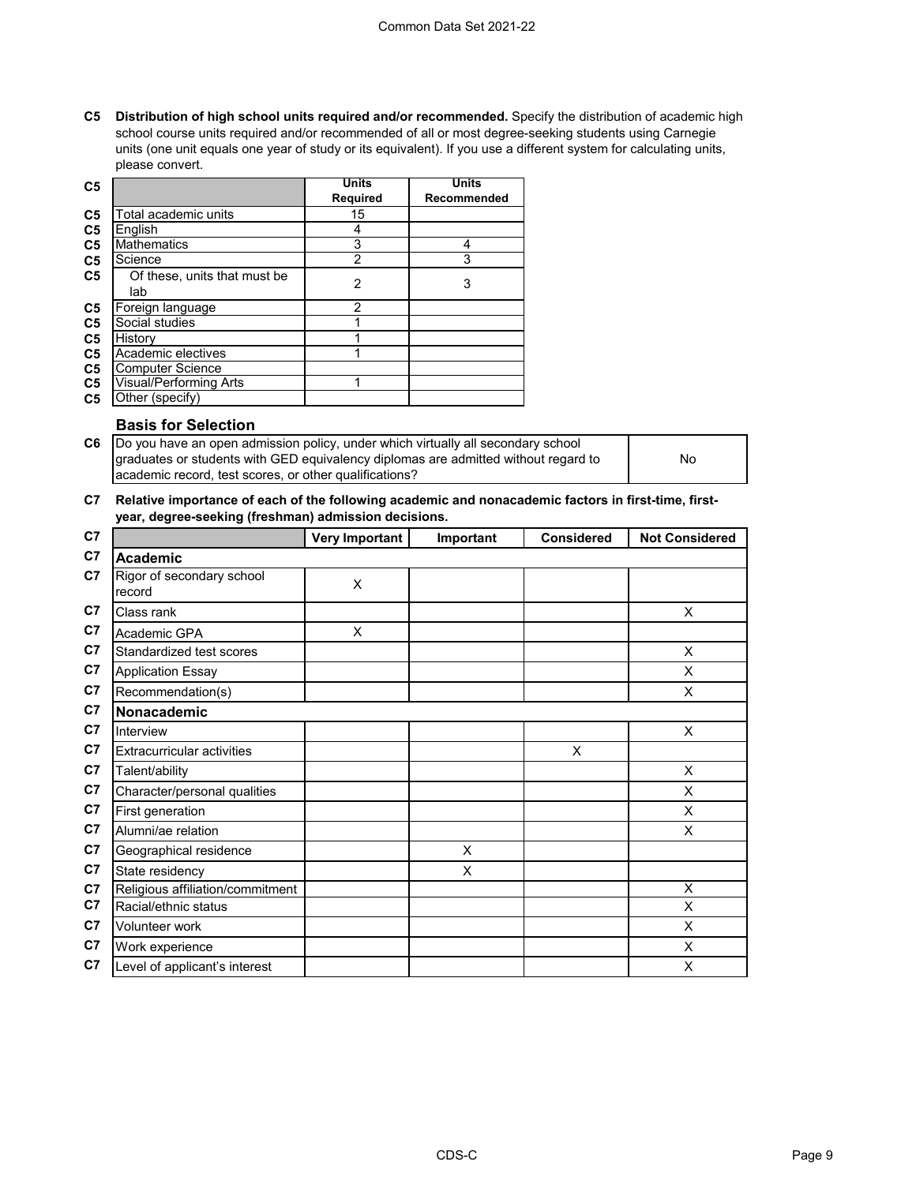**C5 Distribution of high school units required and/or recommended.** Specify the distribution of academic high school course units required and/or recommended of all or most degree-seeking students using Carnegie units (one unit equals one year of study or its equivalent). If you use a different system for calculating units, please convert.

| | Units Required | Units Recommended |
|---|---|---|
| Total academic units | 15 | |
| English | 4 | |
| Mathematics | 3 | 4 |
| Science | 2 | 3 |
| Of these, units that must be lab | 2 | 3 |
| Foreign language | 2 | |
| Social studies | 1 | |
| History | 1 | |
| Academic electives | 1 | |
| Computer Science | | |
| Visual/Performing Arts | 1 | |
| Other (specify) | | |

## Basis for Selection

| | |
|---|---|
| **C6** Do you have an open admission policy, under which virtually all secondary school graduates or students with GED equivalency diplomas are admitted without regard to academic record, test scores, or other qualifications? | No |

**C7 Relative importance of each of the following academic and nonacademic factors in first-time, first-year, degree-seeking (freshman) admission decisions.**

| | Very Important | Important | Considered | Not Considered |
|---|---|---|---|---|
| **Academic** | | | | |
| Rigor of secondary school record | X | | | |
| Class rank | | | | X |
| Academic GPA | X | | | |
| Standardized test scores | | | | X |
| Application Essay | | | | X |
| Recommendation(s) | | | | X |
| **Nonacademic** | | | | |
| Interview | | | | X |
| Extracurricular activities | | | X | |
| Talent/ability | | | | X |
| Character/personal qualities | | | | X |
| First generation | | | | X |
| Alumni/ae relation | | | | X |
| Geographical residence | | X | | |
| State residency | | X | | |
| Religious affiliation/commitment | | | | X |
| Racial/ethnic status | | | | X |
| Volunteer work | | | | X |
| Work experience | | | | X |
| Level of applicant's interest | | | | X |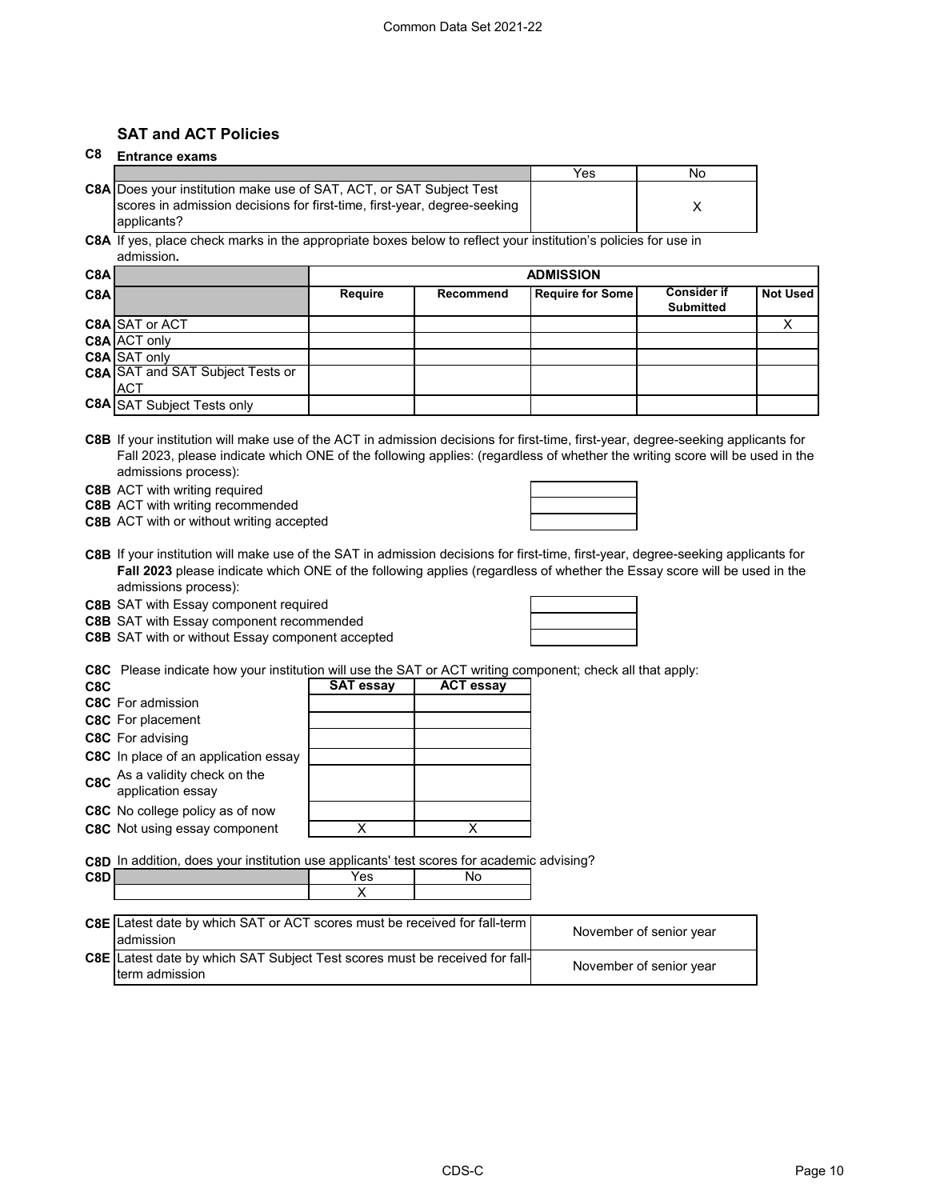## SAT and ACT Policies

### C8 Entrance exams

| | | Yes | No |
|---|---|---|---|
| C8A | Does your institution make use of SAT, ACT, or SAT Subject Test scores in admission decisions for first-time, first-year, degree-seeking applicants? | | X |

C8A If yes, place check marks in the appropriate boxes below to reflect your institution's policies for use in admission**.**

| C8A | | ADMISSION | | | | |
|---|---|---|---|---|---|---|
| C8A | | Require | Recommend | Require for Some | Consider if Submitted | Not Used |
| C8A | SAT or ACT | | | | | X |
| C8A | ACT only | | | | | |
| C8A | SAT only | | | | | |
| C8A | SAT and SAT Subject Tests or ACT | | | | | |
| C8A | SAT Subject Tests only | | | | | |

C8B If your institution will make use of the ACT in admission decisions for first-time, first-year, degree-seeking applicants for Fall 2023, please indicate which ONE of the following applies: (regardless of whether the writing score will be used in the admissions process):

| | | |
|---|---|---|
| C8B | ACT with writing required | |
| C8B | ACT with writing recommended | |
| C8B | ACT with or without writing accepted | |

C8B If your institution will make use of the SAT in admission decisions for first-time, first-year, degree-seeking applicants for **Fall 2023** please indicate which ONE of the following applies (regardless of whether the Essay score will be used in the admissions process):

| | | |
|---|---|---|
| C8B | SAT with Essay component required | |
| C8B | SAT with Essay component recommended | |
| C8B | SAT with or without Essay component accepted | |

C8C Please indicate how your institution will use the SAT or ACT writing component; check all that apply:

| C8C | | SAT essay | ACT essay |
|---|---|---|---|
| C8C | For admission | | |
| C8C | For placement | | |
| C8C | For advising | | |
| C8C | In place of an application essay | | |
| C8C | As a validity check on the application essay | | |
| C8C | No college policy as of now | | |
| C8C | Not using essay component | X | X |

C8D In addition, does your institution use applicants' test scores for academic advising?

| C8D | | Yes | No |
|---|---|---|---|
| | | X | |

| | | |
|---|---|---|
| C8E | Latest date by which SAT or ACT scores must be received for fall-term admission | November of senior year |
| C8E | Latest date by which SAT Subject Test scores must be received for fall-term admission | November of senior year |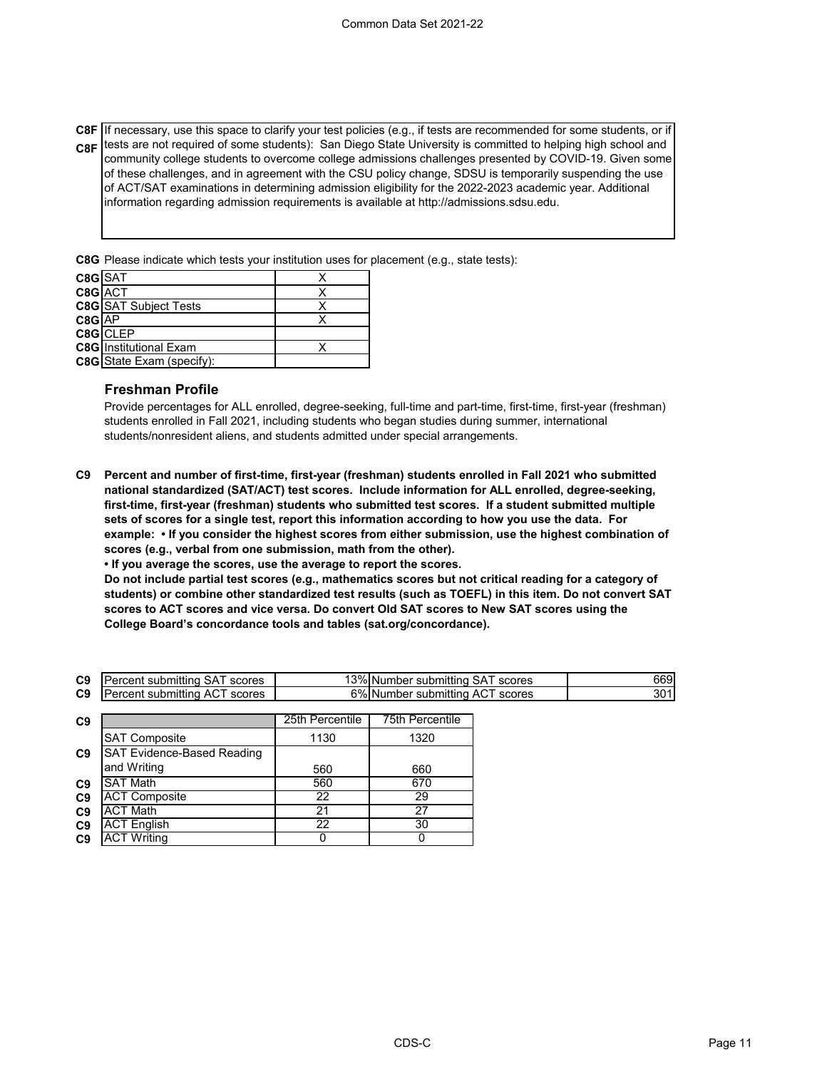**C8F** If necessary, use this space to clarify your test policies (e.g., if tests are recommended for some students, or if tests are not required of some students): San Diego State University is committed to helping high school and community college students to overcome college admissions challenges presented by COVID-19. Given some of these challenges, and in agreement with the CSU policy change, SDSU is temporarily suspending the use of ACT/SAT examinations in determining admission eligibility for the 2022-2023 academic year. Additional information regarding admission requirements is available at http://admissions.sdsu.edu.

**C8G** Please indicate which tests your institution uses for placement (e.g., state tests):

| | | |
|---|---|---|
| C8G | SAT | X |
| C8G | ACT | X |
| C8G | SAT Subject Tests | X |
| C8G | AP | X |
| C8G | CLEP | |
| C8G | Institutional Exam | X |
| C8G | State Exam (specify): | |

### Freshman Profile

Provide percentages for ALL enrolled, degree-seeking, full-time and part-time, first-time, first-year (freshman) students enrolled in Fall 2021, including students who began studies during summer, international students/nonresident aliens, and students admitted under special arrangements.

**C9 Percent and number of first-time, first-year (freshman) students enrolled in Fall 2021 who submitted national standardized (SAT/ACT) test scores. Include information for ALL enrolled, degree-seeking, first-time, first-year (freshman) students who submitted test scores. If a student submitted multiple sets of scores for a single test, report this information according to how you use the data. For example: • If you consider the highest scores from either submission, use the highest combination of scores (e.g., verbal from one submission, math from the other).**

**• If you average the scores, use the average to report the scores.**

**Do not include partial test scores (e.g., mathematics scores but not critical reading for a category of students) or combine other standardized test results (such as TOEFL) in this item. Do not convert SAT scores to ACT scores and vice versa. Do convert Old SAT scores to New SAT scores using the College Board's concordance tools and tables (sat.org/concordance).**

| | | | | |
|---|---|---|---|---|
| C9 | Percent submitting SAT scores | 13% | Number submitting SAT scores | 669 |
| C9 | Percent submitting ACT scores | 6% | Number submitting ACT scores | 301 |

| | | 25th Percentile | 75th Percentile |
|---|---|---|---|
| C9 | SAT Composite | 1130 | 1320 |
| C9 | SAT Evidence-Based Reading and Writing | 560 | 660 |
| C9 | SAT Math | 560 | 670 |
| C9 | ACT Composite | 22 | 29 |
| C9 | ACT Math | 21 | 27 |
| C9 | ACT English | 22 | 30 |
| C9 | ACT Writing | 0 | 0 |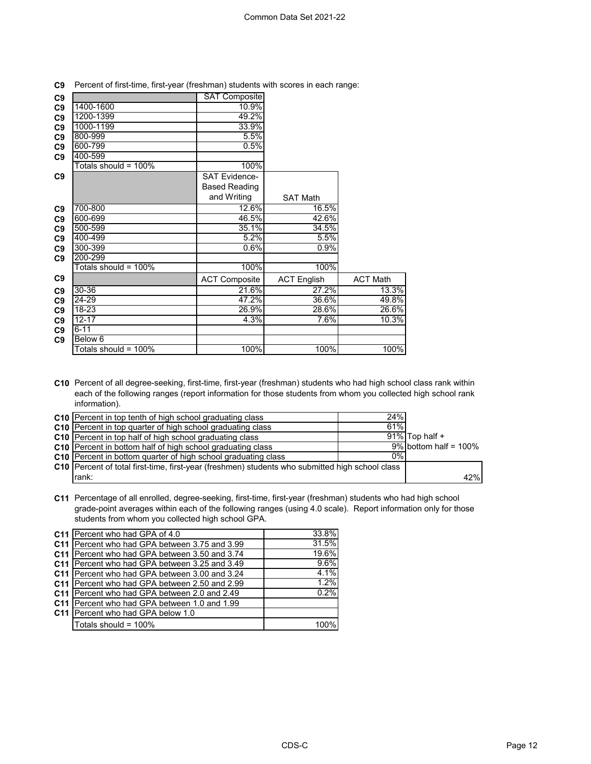**C9** Percent of first-time, first-year (freshman) students with scores in each range:

| | SAT Composite |
|---|---|
| 1400-1600 | 10.9% |
| 1200-1399 | 49.2% |
| 1000-1199 | 33.9% |
| 800-999 | 5.5% |
| 600-799 | 0.5% |
| 400-599 | |
| Totals should = 100% | 100% |

| | SAT Evidence-Based Reading and Writing | SAT Math |
|---|---|---|
| 700-800 | 12.6% | 16.5% |
| 600-699 | 46.5% | 42.6% |
| 500-599 | 35.1% | 34.5% |
| 400-499 | 5.2% | 5.5% |
| 300-399 | 0.6% | 0.9% |
| 200-299 | | |
| Totals should = 100% | 100% | 100% |

| | ACT Composite | ACT English | ACT Math |
|---|---|---|---|
| 30-36 | 21.6% | 27.2% | 13.3% |
| 24-29 | 47.2% | 36.6% | 49.8% |
| 18-23 | 26.9% | 28.6% | 26.6% |
| 12-17 | 4.3% | 7.6% | 10.3% |
| 6-11 | | | |
| Below 6 | | | |
| Totals should = 100% | 100% | 100% | 100% |

**C10** Percent of all degree-seeking, first-time, first-year (freshman) students who had high school class rank within each of the following ranges (report information for those students from whom you collected high school rank information).

| | | |
|---|---|---|
| Percent in top tenth of high school graduating class | 24% | |
| Percent in top quarter of high school graduating class | 61% | |
| Percent in top half of high school graduating class | 91% | Top half + |
| Percent in bottom half of high school graduating class | 9% | bottom half = 100% |
| Percent in bottom quarter of high school graduating class | 0% | |
| Percent of total first-time, first-year (freshmen) students who submitted high school class rank: | | 42% |

**C11** Percentage of all enrolled, degree-seeking, first-time, first-year (freshman) students who had high school grade-point averages within each of the following ranges (using 4.0 scale). Report information only for those students from whom you collected high school GPA.

| | |
|---|---|
| Percent who had GPA of 4.0 | 33.8% |
| Percent who had GPA between 3.75 and 3.99 | 31.5% |
| Percent who had GPA between 3.50 and 3.74 | 19.6% |
| Percent who had GPA between 3.25 and 3.49 | 9.6% |
| Percent who had GPA between 3.00 and 3.24 | 4.1% |
| Percent who had GPA between 2.50 and 2.99 | 1.2% |
| Percent who had GPA between 2.0 and 2.49 | 0.2% |
| Percent who had GPA between 1.0 and 1.99 | |
| Percent who had GPA below 1.0 | |
| Totals should = 100% | 100% |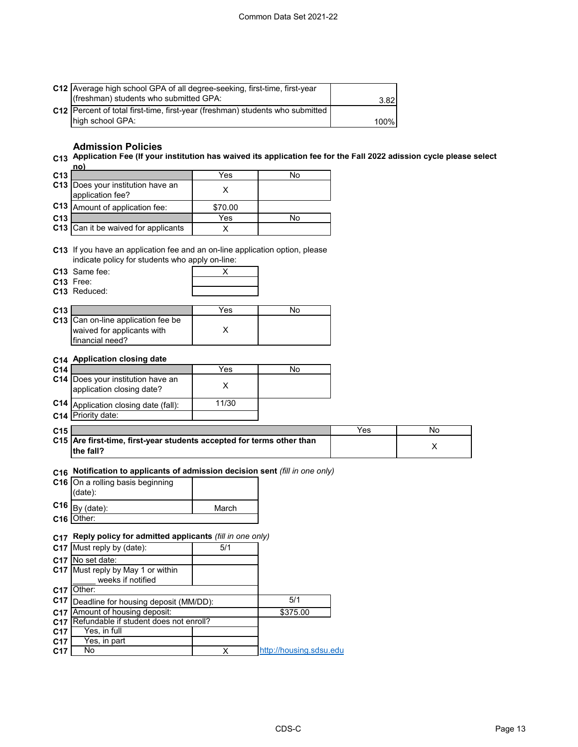| | | |
|---|---|---|
| C12 | Average high school GPA of all degree-seeking, first-time, first-year (freshman) students who submitted GPA: | 3.82 |
| C12 | Percent of total first-time, first-year (freshman) students who submitted high school GPA: | 100% |

## Admission Policies

**C13 Application Fee (If your institution has waived its application fee for the Fall 2022 adission cycle please select no)**

| | | Yes | No |
|---|---|---|---|
| C13 | Does your institution have an application fee? | X | |
| C13 | Amount of application fee: | $70.00 | |

| | | Yes | No |
|---|---|---|---|
| C13 | Can it be waived for applicants | X | |

C13 If you have an application fee and an on-line application option, please indicate policy for students who apply on-line:

| | | |
|---|---|---|
| C13 | Same fee: | X |
| C13 | Free: | |
| C13 | Reduced: | |

| | | Yes | No |
|---|---|---|---|
| C13 | Can on-line application fee be waived for applicants with financial need? | X | |

**C14 Application closing date**

| | | Yes | No |
|---|---|---|---|
| C14 | Does your institution have an application closing date? | X | |
| C14 | Application closing date (fall): | 11/30 | |
| C14 | Priority date: | | |

| | | Yes | No |
|---|---|---|---|
| C15 | **Are first-time, first-year students accepted for terms other than the fall?** | | X |

**C16 Notification to applicants of admission decision sent** *(fill in one only)*

| | | |
|---|---|---|
| C16 | On a rolling basis beginning (date): | |
| C16 | By (date): | March |
| C16 | Other: | |

**C17 Reply policy for admitted applicants** *(fill in one only)*

| | | | |
|---|---|---|---|
| C17 | Must reply by (date): | 5/1 | |
| C17 | No set date: | | |
| C17 | Must reply by May 1 or within _____ weeks if notified | | |
| C17 | Other: | | |
| C17 | Deadline for housing deposit (MM/DD): | | 5/1 |
| C17 | Amount of housing deposit: | | $375.00 |
| C17 | Refundable if student does not enroll? | | |
| C17 | Yes, in full | | |
| C17 | Yes, in part | | |
| C17 | No | X | http://housing.sdsu.edu |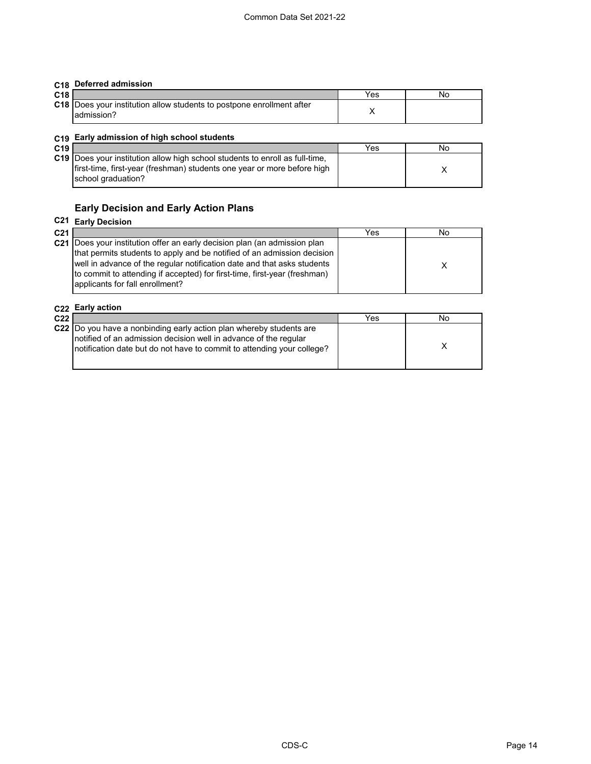### C18 Deferred admission

| C18 | | Yes | No |
|---|---|---|---|
| C18 | Does your institution allow students to postpone enrollment after admission? | X | |

### C19 Early admission of high school students

| C19 | | Yes | No |
|---|---|---|---|
| C19 | Does your institution allow high school students to enroll as full-time, first-time, first-year (freshman) students one year or more before high school graduation? | | X |

## Early Decision and Early Action Plans

### C21 Early Decision

| C21 | | Yes | No |
|---|---|---|---|
| C21 | Does your institution offer an early decision plan (an admission plan that permits students to apply and be notified of an admission decision well in advance of the regular notification date and that asks students to commit to attending if accepted) for first-time, first-year (freshman) applicants for fall enrollment? | | X |

### C22 Early action

| C22 | | Yes | No |
|---|---|---|---|
| C22 | Do you have a nonbinding early action plan whereby students are notified of an admission decision well in advance of the regular notification date but do not have to commit to attending your college? | | X |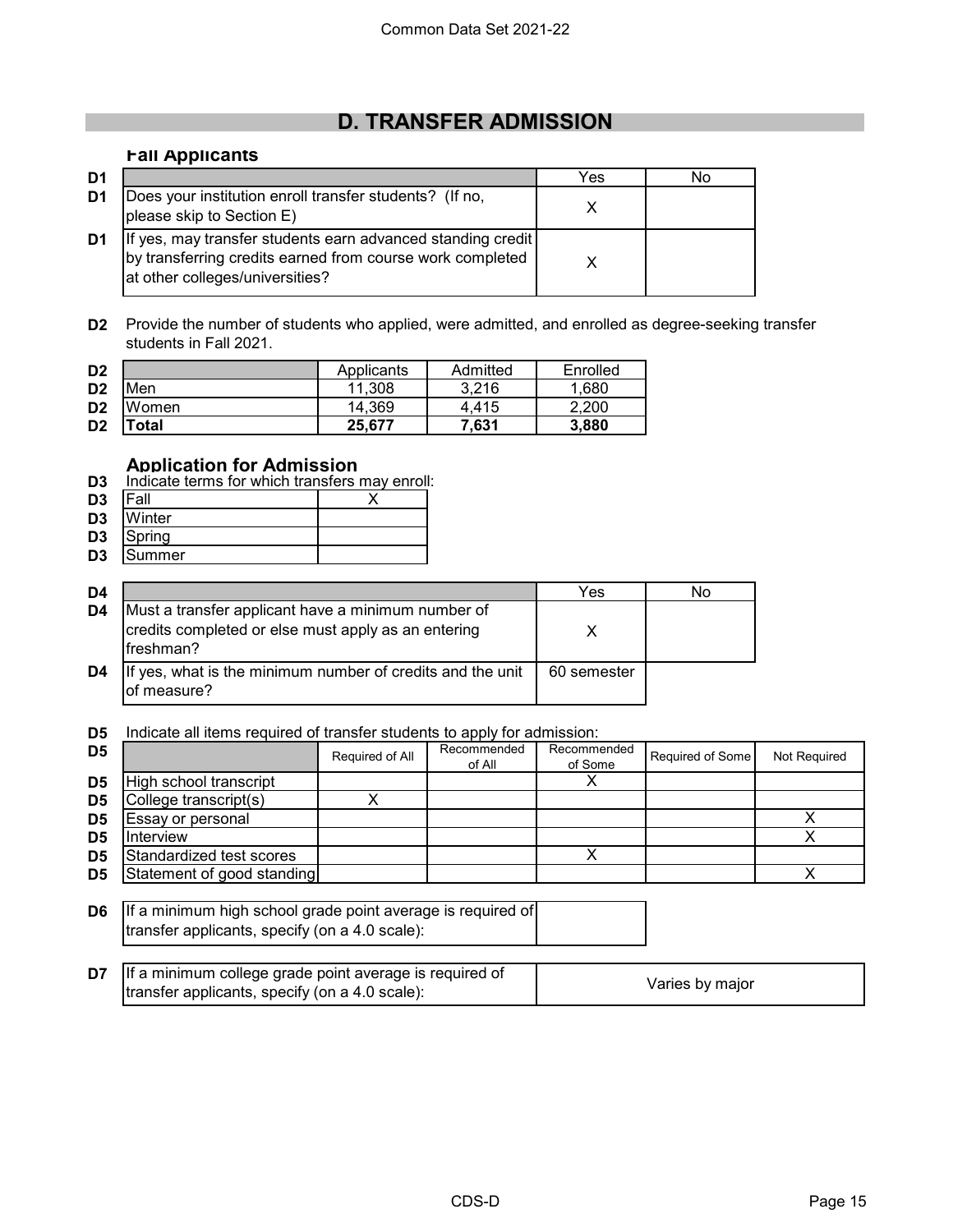# D. TRANSFER ADMISSION

### Fall Applicants

| D1 | | Yes | No |
|---|---|---|---|
| D1 | Does your institution enroll transfer students? (If no, please skip to Section E) | X | |
| D1 | If yes, may transfer students earn advanced standing credit by transferring credits earned from course work completed at other colleges/universities? | X | |

**D2** Provide the number of students who applied, were admitted, and enrolled as degree-seeking transfer students in Fall 2021.

| D2 | | Applicants | Admitted | Enrolled |
|---|---|---|---|---|
| D2 | Men | 11,308 | 3,216 | 1,680 |
| D2 | Women | 14,369 | 4,415 | 2,200 |
| D2 | **Total** | **25,677** | **7,631** | **3,880** |

### Application for Admission

**D3** Indicate terms for which transfers may enroll:

| D3 | Term | |
|---|---|---|
| D3 | Fall | X |
| D3 | Winter | |
| D3 | Spring | |
| D3 | Summer | |

| D4 | | Yes | No |
|---|---|---|---|
| D4 | Must a transfer applicant have a minimum number of credits completed or else must apply as an entering freshman? | X | |
| D4 | If yes, what is the minimum number of credits and the unit of measure? | 60 semester | |

**D5** Indicate all items required of transfer students to apply for admission:

| D5 | | Required of All | Recommended of All | Recommended of Some | Required of Some | Not Required |
|---|---|---|---|---|---|---|
| D5 | High school transcript | | | X | | |
| D5 | College transcript(s) | X | | | | |
| D5 | Essay or personal | | | | | X |
| D5 | Interview | | | | | X |
| D5 | Standardized test scores | | | X | | |
| D5 | Statement of good standing | | | | | X |

| D6 | If a minimum high school grade point average is required of transfer applicants, specify (on a 4.0 scale): | |
|---|---|---|

| D7 | If a minimum college grade point average is required of transfer applicants, specify (on a 4.0 scale): | Varies by major |
|---|---|---|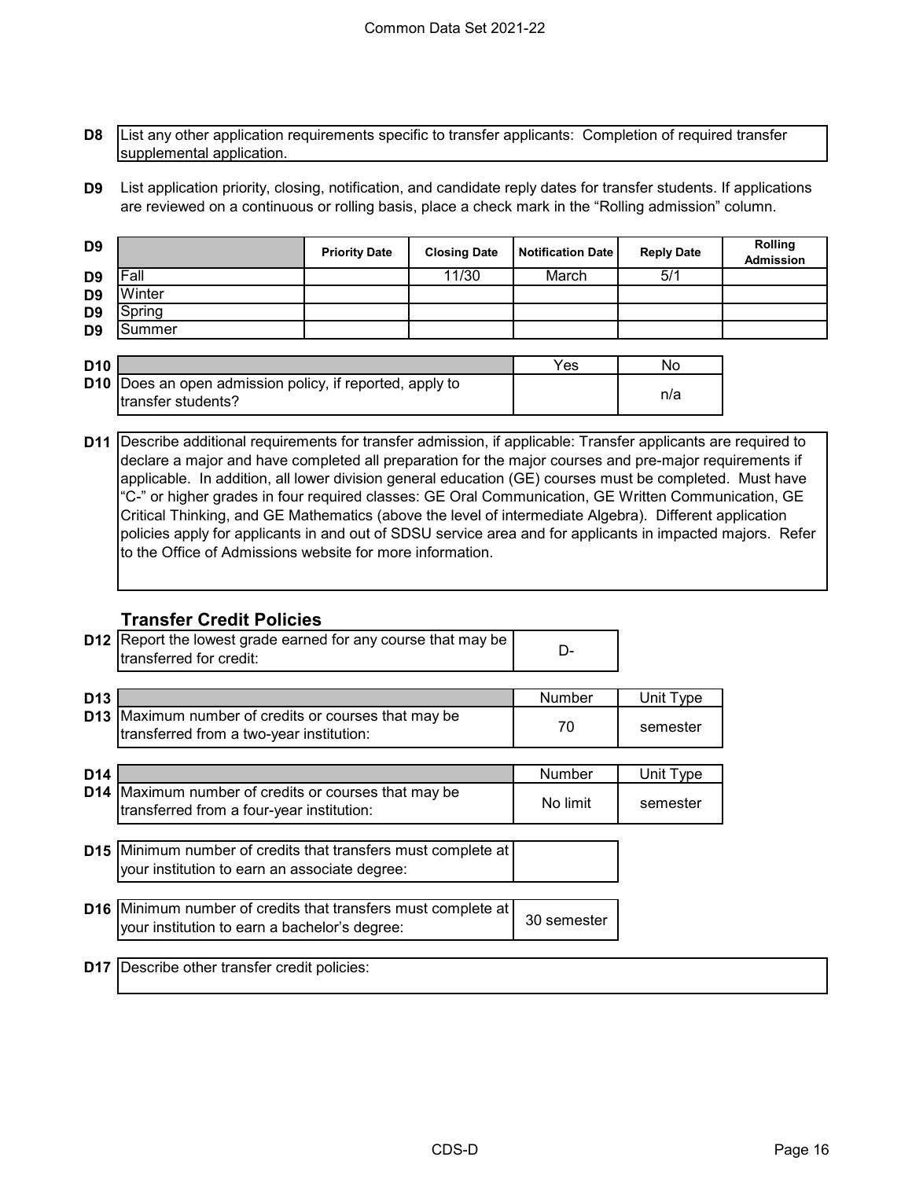**D8** List any other application requirements specific to transfer applicants: Completion of required transfer supplemental application.

**D9** List application priority, closing, notification, and candidate reply dates for transfer students. If applications are reviewed on a continuous or rolling basis, place a check mark in the "Rolling admission" column.

| D9 | | Priority Date | Closing Date | Notification Date | Reply Date | Rolling Admission |
|---|---|---|---|---|---|---|
| D9 | Fall | | 11/30 | March | 5/1 | |
| D9 | Winter | | | | | |
| D9 | Spring | | | | | |
| D9 | Summer | | | | | |

| D10 | | Yes | No |
|---|---|---|---|
| D10 | Does an open admission policy, if reported, apply to transfer students? | | n/a |

**D11** Describe additional requirements for transfer admission, if applicable: Transfer applicants are required to declare a major and have completed all preparation for the major courses and pre-major requirements if applicable. In addition, all lower division general education (GE) courses must be completed. Must have "C-" or higher grades in four required classes: GE Oral Communication, GE Written Communication, GE Critical Thinking, and GE Mathematics (above the level of intermediate Algebra). Different application policies apply for applicants in and out of SDSU service area and for applicants in impacted majors. Refer to the Office of Admissions website for more information.

### Transfer Credit Policies

| D12 | Report the lowest grade earned for any course that may be transferred for credit: | D- |
|---|---|---|

| D13 | | Number | Unit Type |
|---|---|---|---|
| D13 | Maximum number of credits or courses that may be transferred from a two-year institution: | 70 | semester |

| D14 | | Number | Unit Type |
|---|---|---|---|
| D14 | Maximum number of credits or courses that may be transferred from a four-year institution: | No limit | semester |

| D15 | Minimum number of credits that transfers must complete at your institution to earn an associate degree: | |
|---|---|---|

| D16 | Minimum number of credits that transfers must complete at your institution to earn a bachelor's degree: | 30 semester |
|---|---|---|

**D17** Describe other transfer credit policies: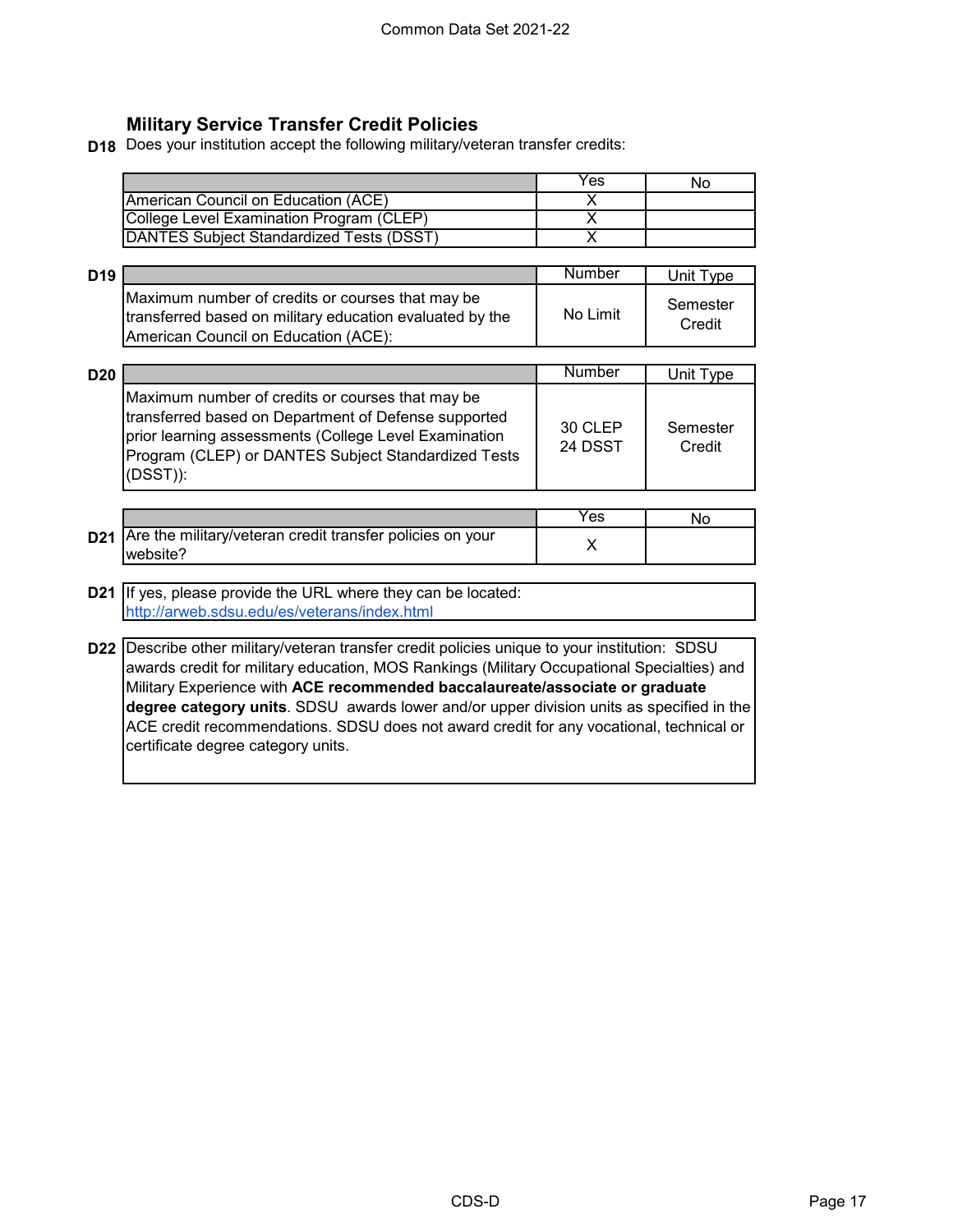## Military Service Transfer Credit Policies

**D18** Does your institution accept the following military/veteran transfer credits:

| | Yes | No |
|---|---|---|
| American Council on Education (ACE) | X | |
| College Level Examination Program (CLEP) | X | |
| DANTES Subject Standardized Tests (DSST) | X | |

**D19**

| | Number | Unit Type |
|---|---|---|
| Maximum number of credits or courses that may be transferred based on military education evaluated by the American Council on Education (ACE): | No Limit | Semester Credit |

**D20**

| | Number | Unit Type |
|---|---|---|
| Maximum number of credits or courses that may be transferred based on Department of Defense supported prior learning assessments (College Level Examination Program (CLEP) or DANTES Subject Standardized Tests (DSST)): | 30 CLEP 24 DSST | Semester Credit |

**D21**

| | Yes | No |
|---|---|---|
| Are the military/veteran credit transfer policies on your website? | X | |

**D21** If yes, please provide the URL where they can be located:
http://arweb.sdsu.edu/es/veterans/index.html

**D22** Describe other military/veteran transfer credit policies unique to your institution: SDSU awards credit for military education, MOS Rankings (Military Occupational Specialties) and Military Experience with **ACE recommended baccalaureate/associate or graduate degree category units**. SDSU awards lower and/or upper division units as specified in the ACE credit recommendations. SDSU does not award credit for any vocational, technical or certificate degree category units.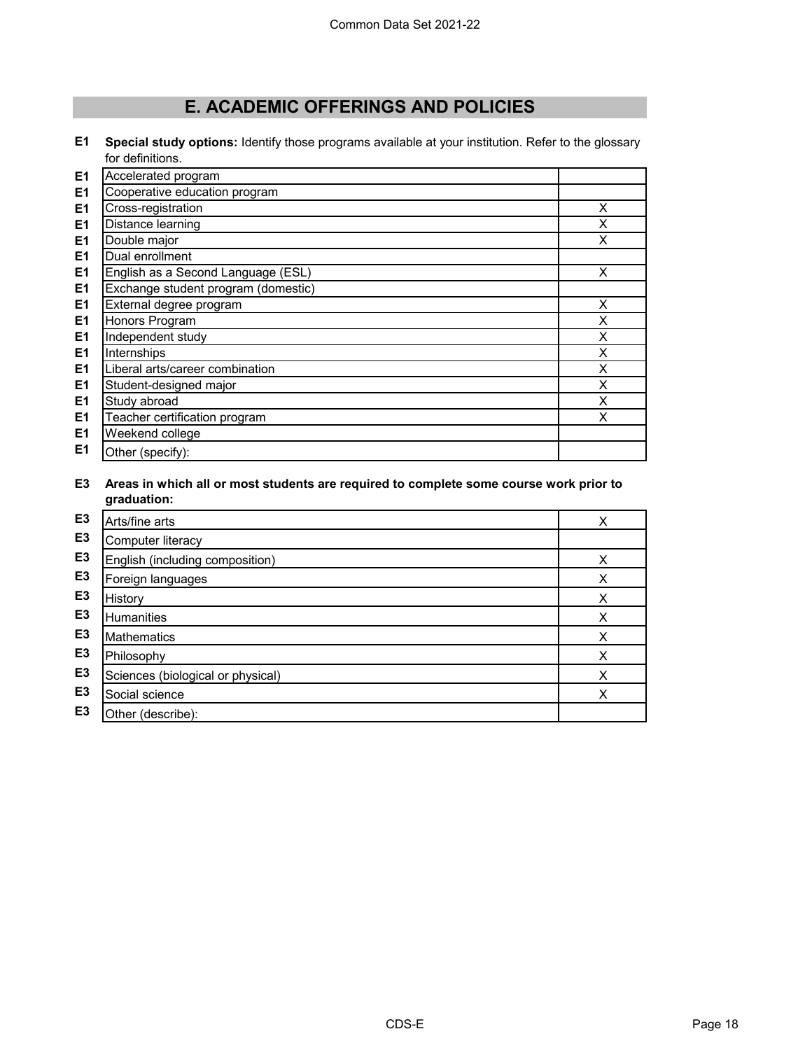## E. ACADEMIC OFFERINGS AND POLICIES

**E1** **Special study options:** Identify those programs available at your institution. Refer to the glossary for definitions.

| | | |
|---|---|---|
| E1 | Accelerated program | |
| E1 | Cooperative education program | |
| E1 | Cross-registration | X |
| E1 | Distance learning | X |
| E1 | Double major | X |
| E1 | Dual enrollment | |
| E1 | English as a Second Language (ESL) | X |
| E1 | Exchange student program (domestic) | |
| E1 | External degree program | X |
| E1 | Honors Program | X |
| E1 | Independent study | X |
| E1 | Internships | X |
| E1 | Liberal arts/career combination | X |
| E1 | Student-designed major | X |
| E1 | Study abroad | X |
| E1 | Teacher certification program | X |
| E1 | Weekend college | |
| E1 | Other (specify): | |

**E3** **Areas in which all or most students are required to complete some course work prior to graduation:**

| | | |
|---|---|---|
| E3 | Arts/fine arts | X |
| E3 | Computer literacy | |
| E3 | English (including composition) | X |
| E3 | Foreign languages | X |
| E3 | History | X |
| E3 | Humanities | X |
| E3 | Mathematics | X |
| E3 | Philosophy | X |
| E3 | Sciences (biological or physical) | X |
| E3 | Social science | X |
| E3 | Other (describe): | |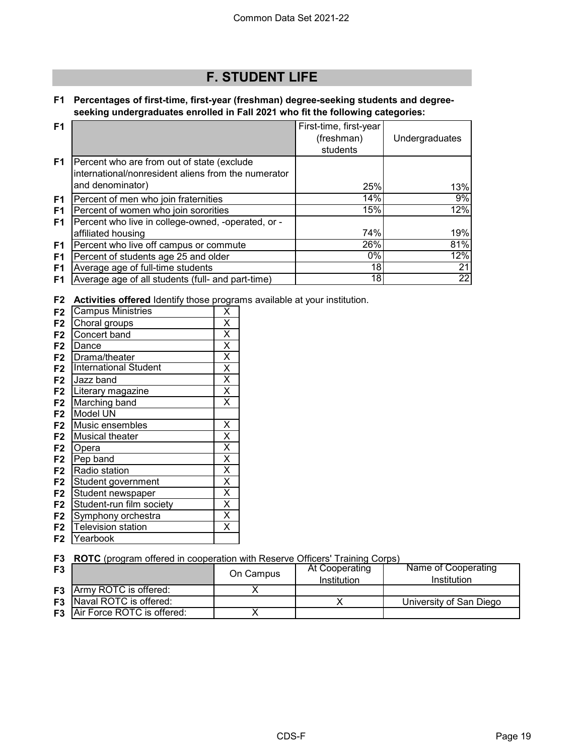# F. STUDENT LIFE

**F1 Percentages of first-time, first-year (freshman) degree-seeking students and degree-seeking undergraduates enrolled in Fall 2021 who fit the following categories:**

| | | First-time, first-year (freshman) students | Undergraduates |
|---|---|---|---|
| F1 | Percent who are from out of state (exclude international/nonresident aliens from the numerator and denominator) | 25% | 13% |
| F1 | Percent of men who join fraternities | 14% | 9% |
| F1 | Percent of women who join sororities | 15% | 12% |
| F1 | Percent who live in college-owned, -operated, or -affiliated housing | 74% | 19% |
| F1 | Percent who live off campus or commute | 26% | 81% |
| F1 | Percent of students age 25 and older | 0% | 12% |
| F1 | Average age of full-time students | 18 | 21 |
| F1 | Average age of all students (full- and part-time) | 18 | 22 |

**F2 Activities offered** Identify those programs available at your institution.

| | | |
|---|---|---|
| F2 | Campus Ministries | X |
| F2 | Choral groups | X |
| F2 | Concert band | X |
| F2 | Dance | X |
| F2 | Drama/theater | X |
| F2 | International Student | X |
| F2 | Jazz band | X |
| F2 | Literary magazine | X |
| F2 | Marching band | X |
| F2 | Model UN | |
| F2 | Music ensembles | X |
| F2 | Musical theater | X |
| F2 | Opera | X |
| F2 | Pep band | X |
| F2 | Radio station | X |
| F2 | Student government | X |
| F2 | Student newspaper | X |
| F2 | Student-run film society | X |
| F2 | Symphony orchestra | X |
| F2 | Television station | X |
| F2 | Yearbook | |

**F3 ROTC** (program offered in cooperation with Reserve Officers' Training Corps)

| | | On Campus | At Cooperating Institution | Name of Cooperating Institution |
|---|---|---|---|---|
| F3 | Army ROTC is offered: | X | | |
| F3 | Naval ROTC is offered: | | X | University of San Diego |
| F3 | Air Force ROTC is offered: | X | | |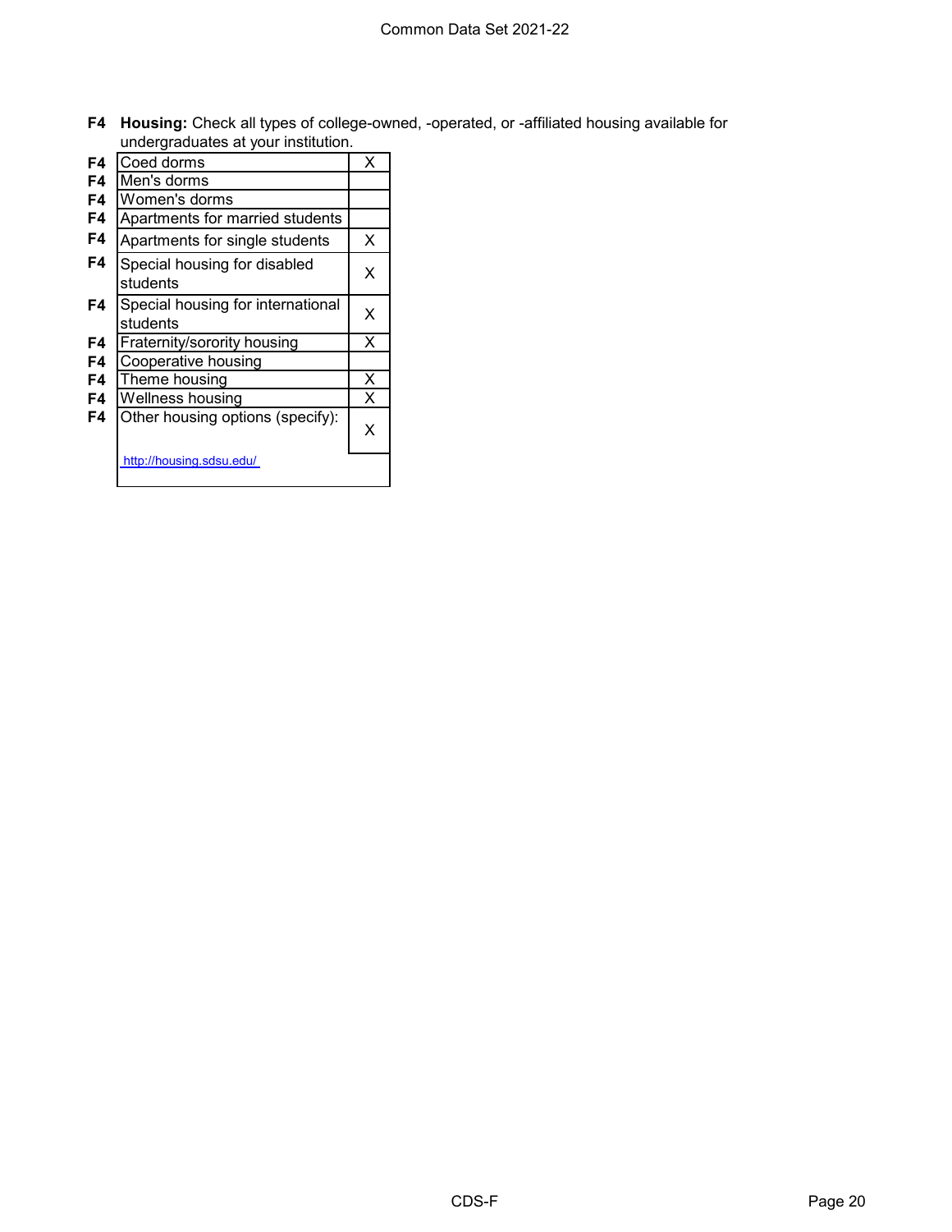**F4 Housing:** Check all types of college-owned, -operated, or -affiliated housing available for undergraduates at your institution.

| | Housing type | |
|---|---|---|
| F4 | Coed dorms | X |
| F4 | Men's dorms | |
| F4 | Women's dorms | |
| F4 | Apartments for married students | |
| F4 | Apartments for single students | X |
| F4 | Special housing for disabled students | X |
| F4 | Special housing for international students | X |
| F4 | Fraternity/sorority housing | X |
| F4 | Cooperative housing | |
| F4 | Theme housing | X |
| F4 | Wellness housing | X |
| F4 | Other housing options (specify): | X |
| | http://housing.sdsu.edu/ | |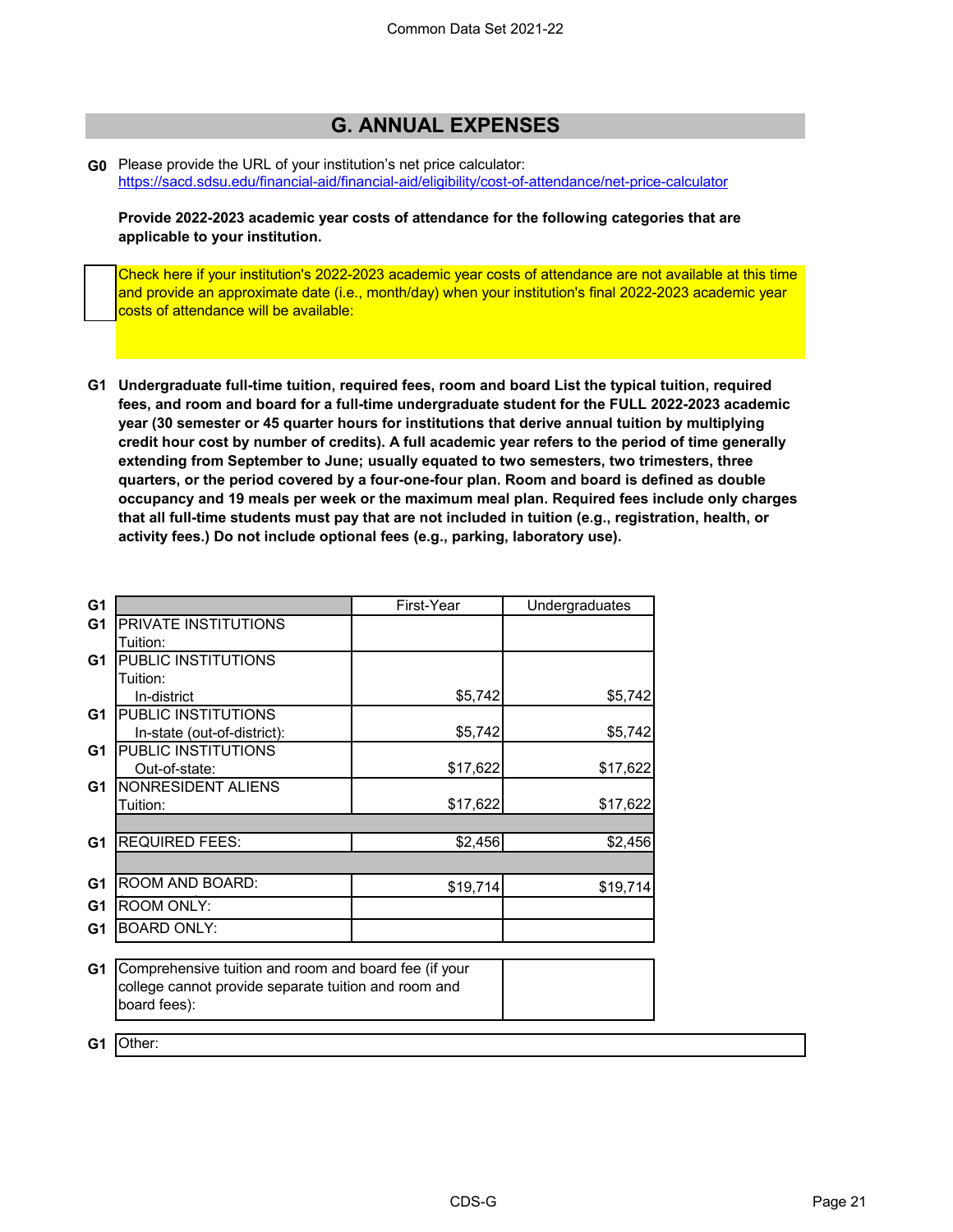## G. ANNUAL EXPENSES

**G0** Please provide the URL of your institution's net price calculator:
https://sacd.sdsu.edu/financial-aid/financial-aid/eligibility/cost-of-attendance/net-price-calculator

**Provide 2022-2023 academic year costs of attendance for the following categories that are applicable to your institution.**

☐ Check here if your institution's 2022-2023 academic year costs of attendance are not available at this time and provide an approximate date (i.e., month/day) when your institution's final 2022-2023 academic year costs of attendance will be available:

**G1 Undergraduate full-time tuition, required fees, room and board List the typical tuition, required fees, and room and board for a full-time undergraduate student for the FULL 2022-2023 academic year (30 semester or 45 quarter hours for institutions that derive annual tuition by multiplying credit hour cost by number of credits). A full academic year refers to the period of time generally extending from September to June; usually equated to two semesters, two trimesters, three quarters, or the period covered by a four-one-four plan. Room and board is defined as double occupancy and 19 meals per week or the maximum meal plan. Required fees include only charges that all full-time students must pay that are not included in tuition (e.g., registration, health, or activity fees.) Do not include optional fees (e.g., parking, laboratory use).**

| G1 | | First-Year | Undergraduates |
|---|---|---|---|
| G1 | PRIVATE INSTITUTIONS Tuition: | | |
| G1 | PUBLIC INSTITUTIONS Tuition: In-district | $5,742 | $5,742 |
| G1 | PUBLIC INSTITUTIONS In-state (out-of-district): | $5,742 | $5,742 |
| G1 | PUBLIC INSTITUTIONS Out-of-state: | $17,622 | $17,622 |
| G1 | NONRESIDENT ALIENS Tuition: | $17,622 | $17,622 |
| G1 | REQUIRED FEES: | $2,456 | $2,456 |
| G1 | ROOM AND BOARD: | $19,714 | $19,714 |
| G1 | ROOM ONLY: | | |
| G1 | BOARD ONLY: | | |

| G1 | Comprehensive tuition and room and board fee (if your college cannot provide separate tuition and room and board fees): | |
|---|---|---|

| G1 | Other: |
|---|---|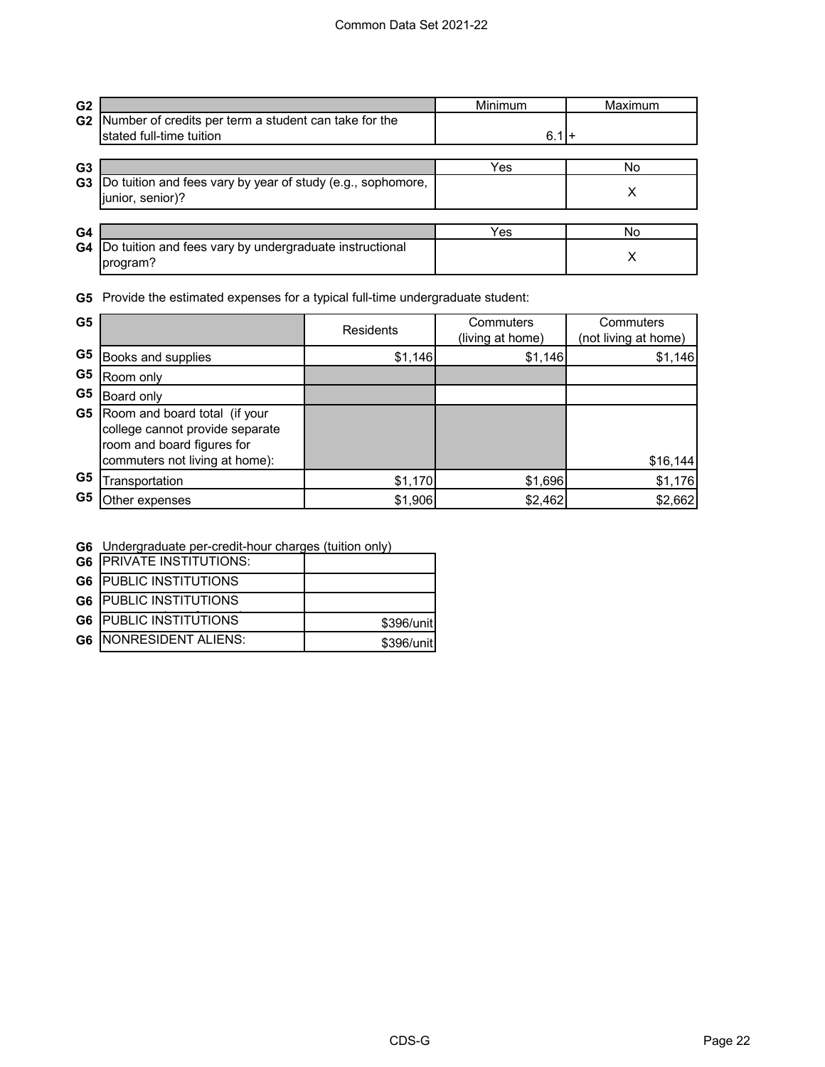| G2 | | Minimum | Maximum |
|---|---|---|---|
| G2 | Number of credits per term a student can take for the stated full-time tuition | 6.1 | + |

| G3 | | Yes | No |
|---|---|---|---|
| G3 | Do tuition and fees vary by year of study (e.g., sophomore, junior, senior)? | | X |

| G4 | | Yes | No |
|---|---|---|---|
| G4 | Do tuition and fees vary by undergraduate instructional program? | | X |

**G5** Provide the estimated expenses for a typical full-time undergraduate student:

| G5 | | Residents | Commuters (living at home) | Commuters (not living at home) |
|---|---|---|---|---|
| G5 | Books and supplies | $1,146 | $1,146 | $1,146 |
| G5 | Room only | | | |
| G5 | Board only | | | |
| G5 | Room and board total (if your college cannot provide separate room and board figures for commuters not living at home): | | | $16,144 |
| G5 | Transportation | $1,170 | $1,696 | $1,176 |
| G5 | Other expenses | $1,906 | $2,462 | $2,662 |

**G6** Undergraduate per-credit-hour charges (tuition only)

| G6 | | |
|---|---|---|
| G6 | PRIVATE INSTITUTIONS: | |
| G6 | PUBLIC INSTITUTIONS | |
| G6 | PUBLIC INSTITUTIONS | |
| G6 | PUBLIC INSTITUTIONS | $396/unit |
| G6 | NONRESIDENT ALIENS: | $396/unit |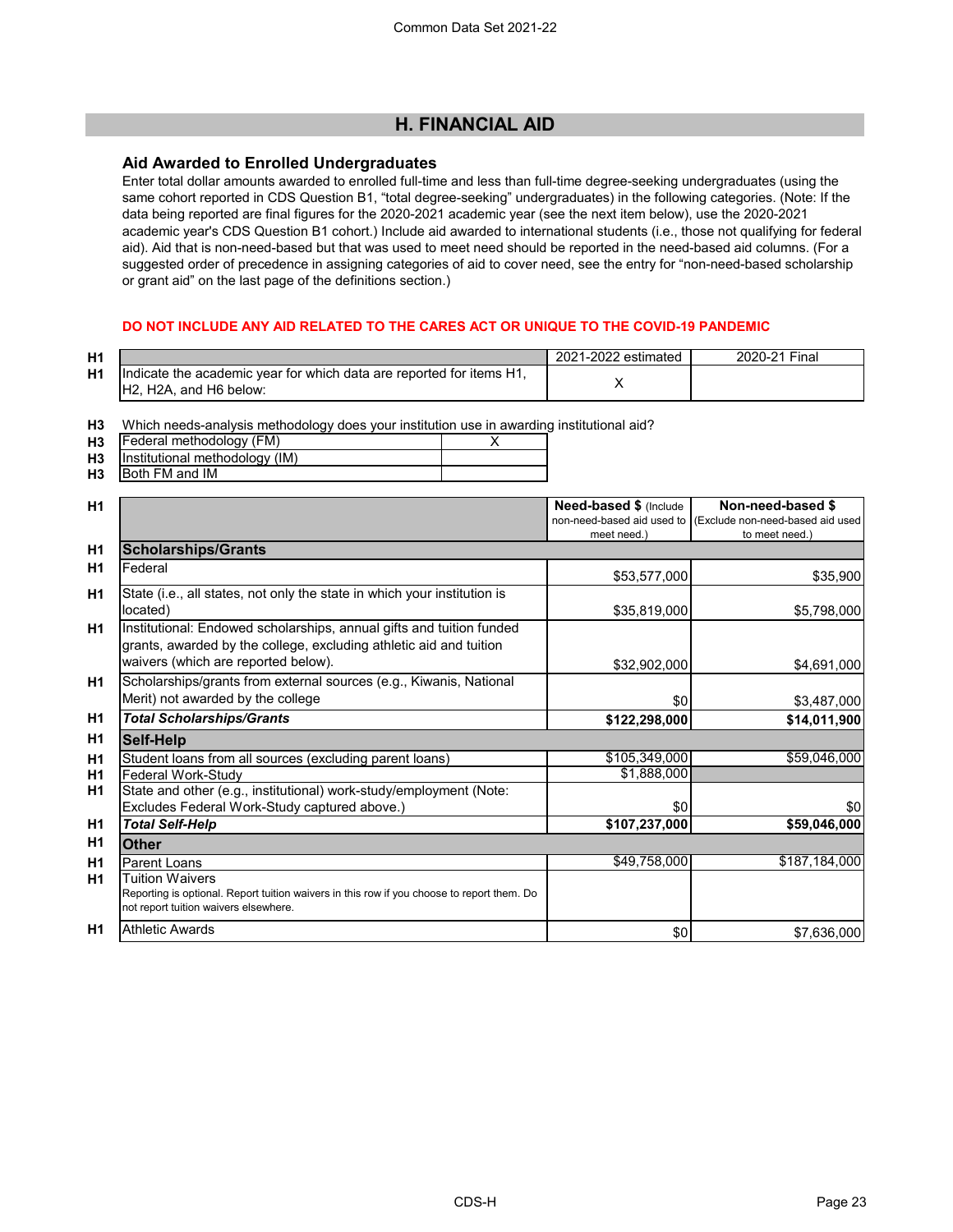## H. FINANCIAL AID

### Aid Awarded to Enrolled Undergraduates

Enter total dollar amounts awarded to enrolled full-time and less than full-time degree-seeking undergraduates (using the same cohort reported in CDS Question B1, "total degree-seeking" undergraduates) in the following categories. (Note: If the data being reported are final figures for the 2020-2021 academic year (see the next item below), use the 2020-2021 academic year's CDS Question B1 cohort.) Include aid awarded to international students (i.e., those not qualifying for federal aid). Aid that is non-need-based but that was used to meet need should be reported in the need-based aid columns. (For a suggested order of precedence in assigning categories of aid to cover need, see the entry for "non-need-based scholarship or grant aid" on the last page of the definitions section.)

**DO NOT INCLUDE ANY AID RELATED TO THE CARES ACT OR UNIQUE TO THE COVID-19 PANDEMIC**

| | | 2021-2022 estimated | 2020-21 Final |
|---|---|---|---|
| H1 | Indicate the academic year for which data are reported for items H1, H2, H2A, and H6 below: | X | |

H3 Which needs-analysis methodology does your institution use in awarding institutional aid?

| | | |
|---|---|---|
| H3 | Federal methodology (FM) | X |
| H3 | Institutional methodology (IM) | |
| H3 | Both FM and IM | |

| | | Need-based $ (Include non-need-based aid used to meet need.) | Non-need-based $ (Exclude non-need-based aid used to meet need.) |
|---|---|---|---|
| H1 | **Scholarships/Grants** | | |
| H1 | Federal | $53,577,000 | $35,900 |
| H1 | State (i.e., all states, not only the state in which your institution is located) | $35,819,000 | $5,798,000 |
| H1 | Institutional: Endowed scholarships, annual gifts and tuition funded grants, awarded by the college, excluding athletic aid and tuition waivers (which are reported below). | $32,902,000 | $4,691,000 |
| H1 | Scholarships/grants from external sources (e.g., Kiwanis, National Merit) not awarded by the college | $0 | $3,487,000 |
| H1 | ***Total Scholarships/Grants*** | **$122,298,000** | **$14,011,900** |
| H1 | **Self-Help** | | |
| H1 | Student loans from all sources (excluding parent loans) | $105,349,000 | $59,046,000 |
| H1 | Federal Work-Study | $1,888,000 | |
| H1 | State and other (e.g., institutional) work-study/employment (Note: Excludes Federal Work-Study captured above.) | $0 | $0 |
| H1 | ***Total Self-Help*** | **$107,237,000** | **$59,046,000** |
| H1 | **Other** | | |
| H1 | Parent Loans | $49,758,000 | $187,184,000 |
| H1 | Tuition Waivers<br>Reporting is optional. Report tuition waivers in this row if you choose to report them. Do not report tuition waivers elsewhere. | | |
| H1 | Athletic Awards | $0 | $7,636,000 |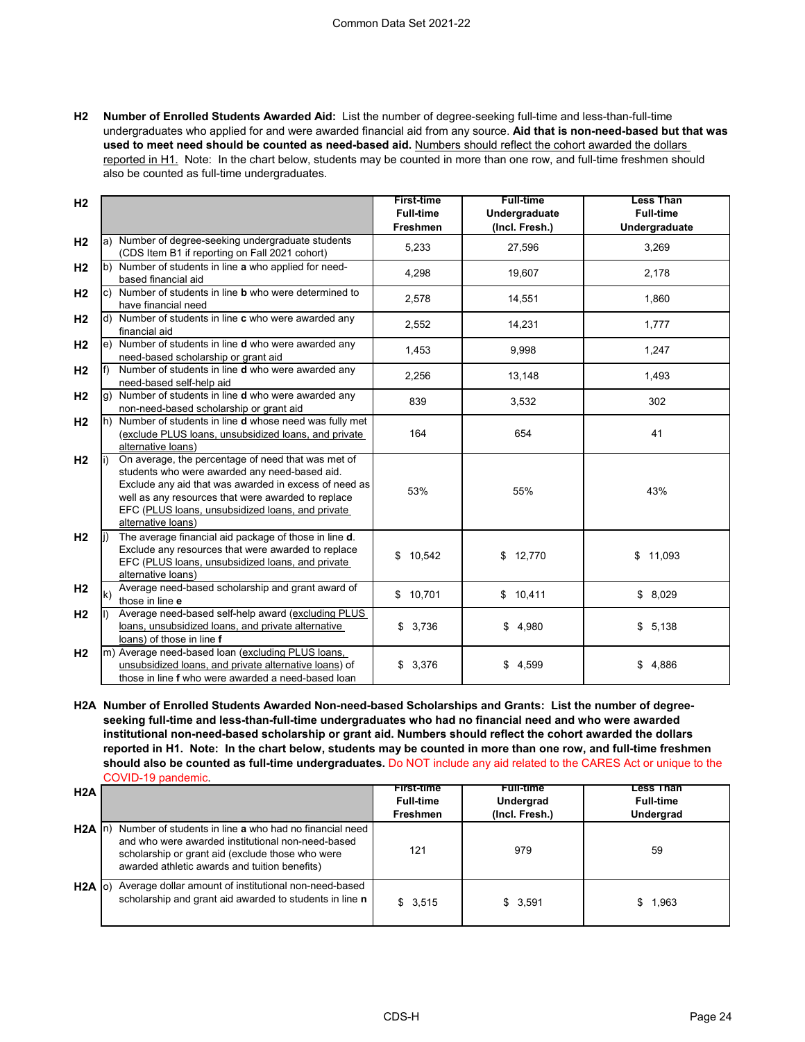**H2 Number of Enrolled Students Awarded Aid:** List the number of degree-seeking full-time and less-than-full-time undergraduates who applied for and were awarded financial aid from any source. **Aid that is non-need-based but that was used to meet need should be counted as need-based aid.** Numbers should reflect the cohort awarded the dollars reported in H1. Note: In the chart below, students may be counted in more than one row, and full-time freshmen should also be counted as full-time undergraduates.

| H2 | | First-time Full-time Freshmen | Full-time Undergraduate (Incl. Fresh.) | Less Than Full-time Undergraduate |
|---|---|---|---|---|
| H2 | a) Number of degree-seeking undergraduate students (CDS Item B1 if reporting on Fall 2021 cohort) | 5,233 | 27,596 | 3,269 |
| H2 | b) Number of students in line **a** who applied for need-based financial aid | 4,298 | 19,607 | 2,178 |
| H2 | c) Number of students in line **b** who were determined to have financial need | 2,578 | 14,551 | 1,860 |
| H2 | d) Number of students in line **c** who were awarded any financial aid | 2,552 | 14,231 | 1,777 |
| H2 | e) Number of students in line **d** who were awarded any need-based scholarship or grant aid | 1,453 | 9,998 | 1,247 |
| H2 | f) Number of students in line **d** who were awarded any need-based self-help aid | 2,256 | 13,148 | 1,493 |
| H2 | g) Number of students in line **d** who were awarded any non-need-based scholarship or grant aid | 839 | 3,532 | 302 |
| H2 | h) Number of students in line **d** whose need was fully met (exclude PLUS loans, unsubsidized loans, and private alternative loans) | 164 | 654 | 41 |
| H2 | i) On average, the percentage of need that was met of students who were awarded any need-based aid. Exclude any aid that was awarded in excess of need as well as any resources that were awarded to replace EFC (PLUS loans, unsubsidized loans, and private alternative loans) | 53% | 55% | 43% |
| H2 | j) The average financial aid package of those in line **d**. Exclude any resources that were awarded to replace EFC (PLUS loans, unsubsidized loans, and private alternative loans) | $ 10,542 | $ 12,770 | $ 11,093 |
| H2 | k) Average need-based scholarship and grant award of those in line **e** | $ 10,701 | $ 10,411 | $ 8,029 |
| H2 | l) Average need-based self-help award (excluding PLUS loans, unsubsidized loans, and private alternative loans) of those in line **f** | $ 3,736 | $ 4,980 | $ 5,138 |
| H2 | m) Average need-based loan (excluding PLUS loans, unsubsidized loans, and private alternative loans) of those in line **f** who were awarded a need-based loan | $ 3,376 | $ 4,599 | $ 4,886 |

**H2A Number of Enrolled Students Awarded Non-need-based Scholarships and Grants: List the number of degree-seeking full-time and less-than-full-time undergraduates who had no financial need and who were awarded institutional non-need-based scholarship or grant aid. Numbers should reflect the cohort awarded the dollars reported in H1. Note: In the chart below, students may be counted in more than one row, and full-time freshmen should also be counted as full-time undergraduates.** Do NOT include any aid related to the CARES Act or unique to the COVID-19 pandemic.

| H2A | | First-time Full-time Freshmen | Full-time Undergrad (Incl. Fresh.) | Less Than Full-time Undergrad |
|---|---|---|---|---|
| H2A | n) Number of students in line **a** who had no financial need and who were awarded institutional non-need-based scholarship or grant aid (exclude those who were awarded athletic awards and tuition benefits) | 121 | 979 | 59 |
| H2A | o) Average dollar amount of institutional non-need-based scholarship and grant aid awarded to students in line **n** | $ 3,515 | $ 3,591 | $ 1,963 |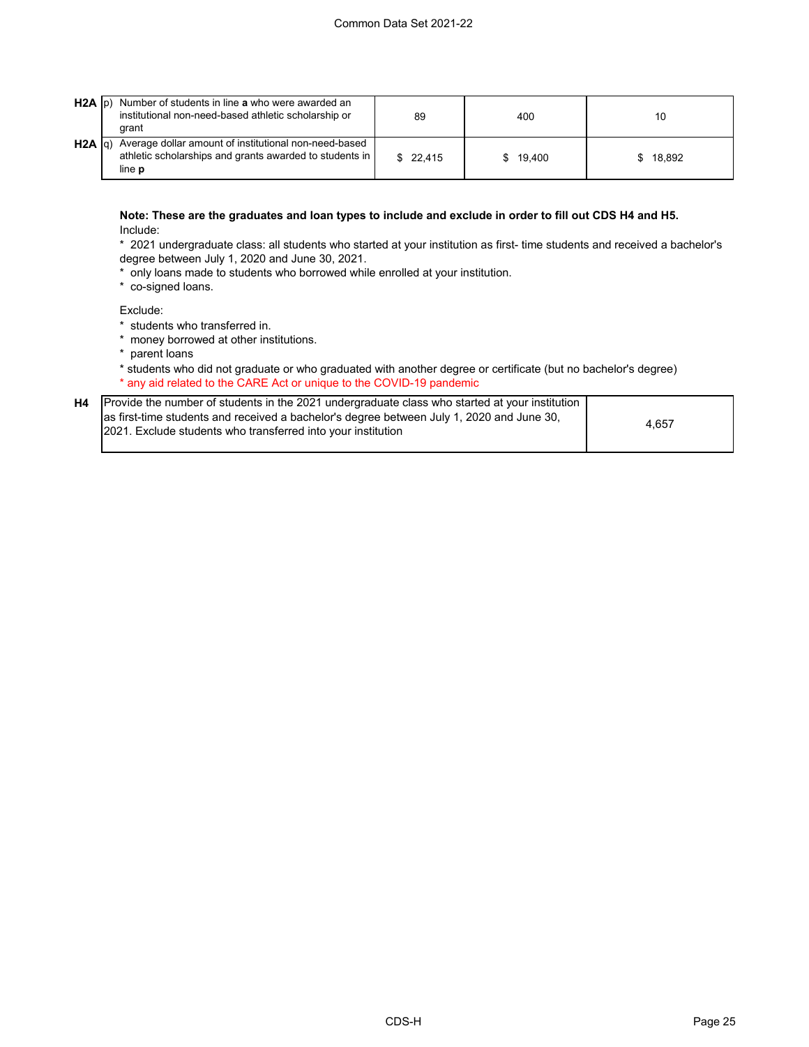| | | | | |
|---|---|---|---|---|
| **H2A** | p) Number of students in line **a** who were awarded an institutional non-need-based athletic scholarship or grant | 89 | 400 | 10 |
| **H2A** | q) Average dollar amount of institutional non-need-based athletic scholarships and grants awarded to students in line **p** | $ 22,415 | $ 19,400 | $ 18,892 |

**Note: These are the graduates and loan types to include and exclude in order to fill out CDS H4 and H5.**

Include:

* 2021 undergraduate class: all students who started at your institution as first- time students and received a bachelor's degree between July 1, 2020 and June 30, 2021.
* only loans made to students who borrowed while enrolled at your institution.
* co-signed loans.

Exclude:

* students who transferred in.
* money borrowed at other institutions.
* parent loans
* students who did not graduate or who graduated with another degree or certificate (but no bachelor's degree)
* any aid related to the CARE Act or unique to the COVID-19 pandemic

| | | |
|---|---|---|
| **H4** | Provide the number of students in the 2021 undergraduate class who started at your institution as first-time students and received a bachelor's degree between July 1, 2020 and June 30, 2021. Exclude students who transferred into your institution | 4,657 |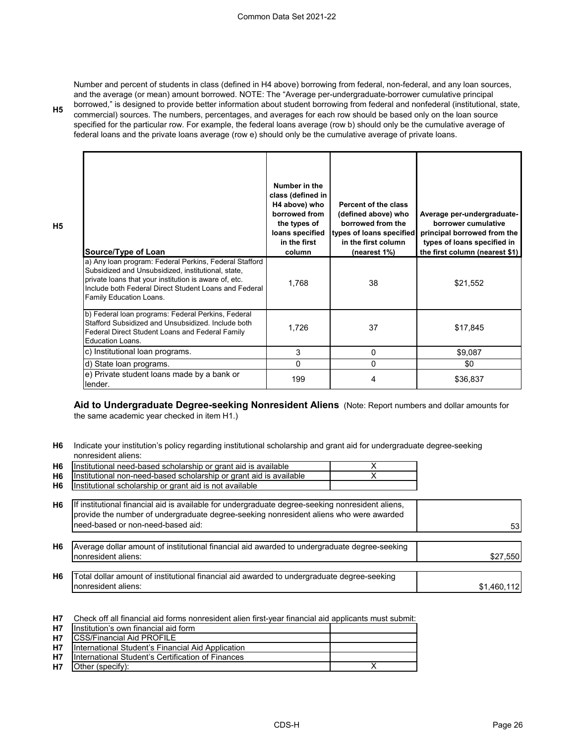**H5** Number and percent of students in class (defined in H4 above) borrowing from federal, non-federal, and any loan sources, and the average (or mean) amount borrowed. NOTE: The "Average per-undergraduate-borrower cumulative principal borrowed," is designed to provide better information about student borrowing from federal and nonfederal (institutional, state, commercial) sources. The numbers, percentages, and averages for each row should be based only on the loan source specified for the particular row. For example, the federal loans average (row b) should only be the cumulative average of federal loans and the private loans average (row e) should only be the cumulative average of private loans.

| Source/Type of Loan | Number in the class (defined in H4 above) who borrowed from the types of loans specified in the first column | Percent of the class (defined above) who borrowed from the types of loans specified in the first column (nearest 1%) | Average per-undergraduate-borrower cumulative principal borrowed from the types of loans specified in the first column (nearest $1) |
|---|---|---|---|
| a) Any loan program: Federal Perkins, Federal Stafford Subsidized and Unsubsidized, institutional, state, private loans that your institution is aware of, etc. Include both Federal Direct Student Loans and Federal Family Education Loans. | 1,768 | 38 | $21,552 |
| b) Federal loan programs: Federal Perkins, Federal Stafford Subsidized and Unsubsidized. Include both Federal Direct Student Loans and Federal Family Education Loans. | 1,726 | 37 | $17,845 |
| c) Institutional loan programs. | 3 | 0 | $9,087 |
| d) State loan programs. | 0 | 0 | $0 |
| e) Private student loans made by a bank or lender. | 199 | 4 | $36,837 |

## Aid to Undergraduate Degree-seeking Nonresident Aliens

(Note: Report numbers and dollar amounts for the same academic year checked in item H1.)

**H6** Indicate your institution's policy regarding institutional scholarship and grant aid for undergraduate degree-seeking nonresident aliens:

| | | |
|---|---|---|
| H6 | Institutional need-based scholarship or grant aid is available | X |
| H6 | Institutional non-need-based scholarship or grant aid is available | X |
| H6 | Institutional scholarship or grant aid is not available | |

| | | |
|---|---|---|
| H6 | If institutional financial aid is available for undergraduate degree-seeking nonresident aliens, provide the number of undergraduate degree-seeking nonresident aliens who were awarded need-based or non-need-based aid: | 53 |
| H6 | Average dollar amount of institutional financial aid awarded to undergraduate degree-seeking nonresident aliens: | $27,550 |
| H6 | Total dollar amount of institutional financial aid awarded to undergraduate degree-seeking nonresident aliens: | $1,460,112 |

**H7** Check off all financial aid forms nonresident alien first-year financial aid applicants must submit:

| | | |
|---|---|---|
| H7 | Institution's own financial aid form | |
| H7 | CSS/Financial Aid PROFILE | |
| H7 | International Student's Financial Aid Application | |
| H7 | International Student's Certification of Finances | |
| H7 | Other (specify): | X |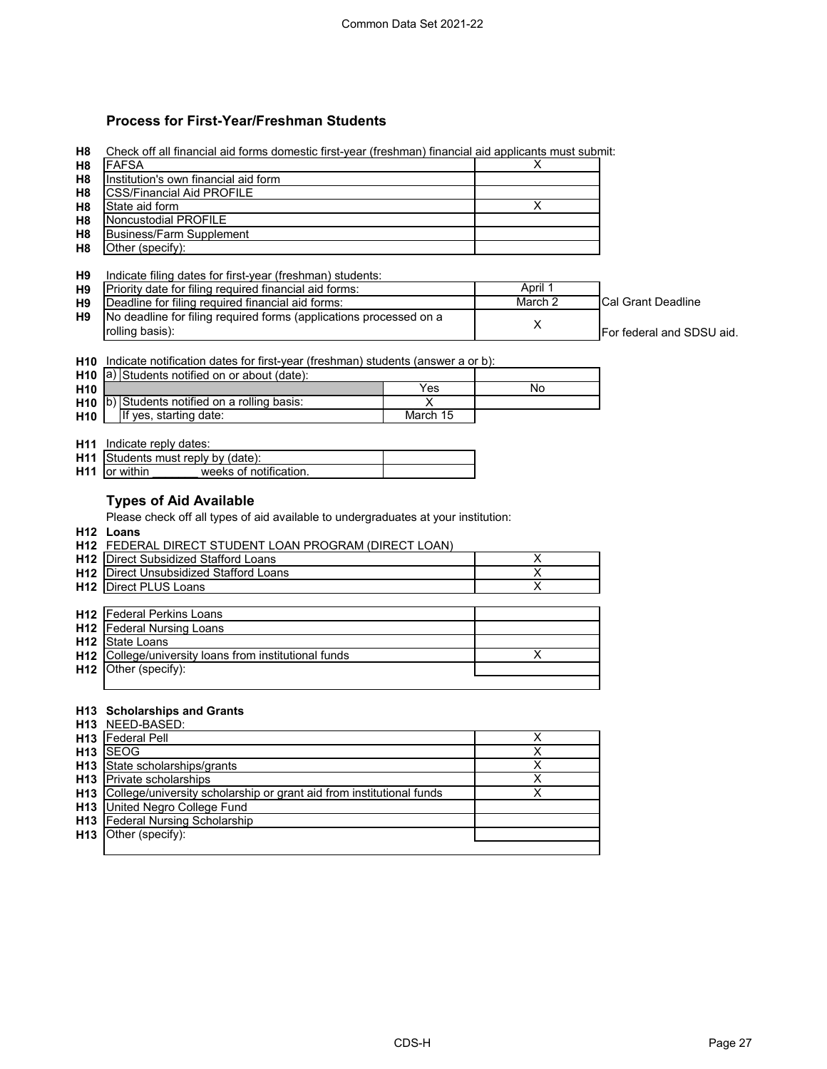## Process for First-Year/Freshman Students

**H8** Check off all financial aid forms domestic first-year (freshman) financial aid applicants must submit:

| | | |
|---|---|---|
| H8 | FAFSA | X |
| H8 | Institution's own financial aid form | |
| H8 | CSS/Financial Aid PROFILE | |
| H8 | State aid form | X |
| H8 | Noncustodial PROFILE | |
| H8 | Business/Farm Supplement | |
| H8 | Other (specify): | |

**H9** Indicate filing dates for first-year (freshman) students:

| | | | |
|---|---|---|---|
| H9 | Priority date for filing required financial aid forms: | April 1 | |
| H9 | Deadline for filing required financial aid forms: | March 2 | Cal Grant Deadline |
| H9 | No deadline for filing required forms (applications processed on a rolling basis): | X | For federal and SDSU aid. |

**H10** Indicate notification dates for first-year (freshman) students (answer a or b):

| | | | |
|---|---|---|---|
| H10 | a) Students notified on or about (date): | | |
| H10 | | Yes | No |
| H10 | b) Students notified on a rolling basis: | X | |
| H10 | If yes, starting date: | March 15 | |

**H11** Indicate reply dates:

| | | |
|---|---|---|
| H11 | Students must reply by (date): | |
| H11 | or within _______ weeks of notification. | |

## Types of Aid Available

Please check off all types of aid available to undergraduates at your institution:

**H12 Loans**

**H12** FEDERAL DIRECT STUDENT LOAN PROGRAM (DIRECT LOAN)

| | | |
|---|---|---|
| H12 | Direct Subsidized Stafford Loans | X |
| H12 | Direct Unsubsidized Stafford Loans | X |
| H12 | Direct PLUS Loans | X |

| | | |
|---|---|---|
| H12 | Federal Perkins Loans | |
| H12 | Federal Nursing Loans | |
| H12 | State Loans | |
| H12 | College/university loans from institutional funds | X |
| H12 | Other (specify): | |

**H13 Scholarships and Grants**

**H13** NEED-BASED:

| | | |
|---|---|---|
| H13 | Federal Pell | X |
| H13 | SEOG | X |
| H13 | State scholarships/grants | X |
| H13 | Private scholarships | X |
| H13 | College/university scholarship or grant aid from institutional funds | X |
| H13 | United Negro College Fund | |
| H13 | Federal Nursing Scholarship | |
| H13 | Other (specify): | |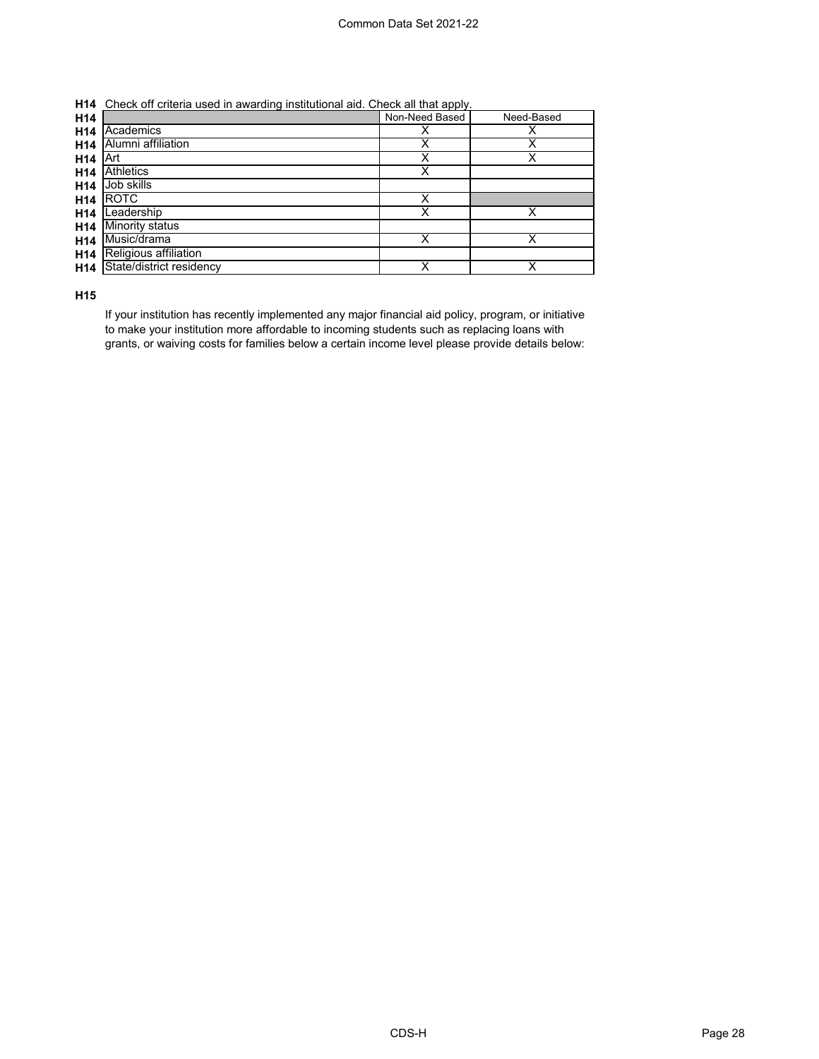**H14** Check off criteria used in awarding institutional aid. Check all that apply.

| | Non-Need Based | Need-Based |
|---|---|---|
| Academics | X | X |
| Alumni affiliation | X | X |
| Art | X | X |
| Athletics | X | |
| Job skills | | |
| ROTC | X | |
| Leadership | X | X |
| Minority status | | |
| Music/drama | X | X |
| Religious affiliation | | |
| State/district residency | X | X |

**H15**

If your institution has recently implemented any major financial aid policy, program, or initiative to make your institution more affordable to incoming students such as replacing loans with grants, or waiving costs for families below a certain income level please provide details below: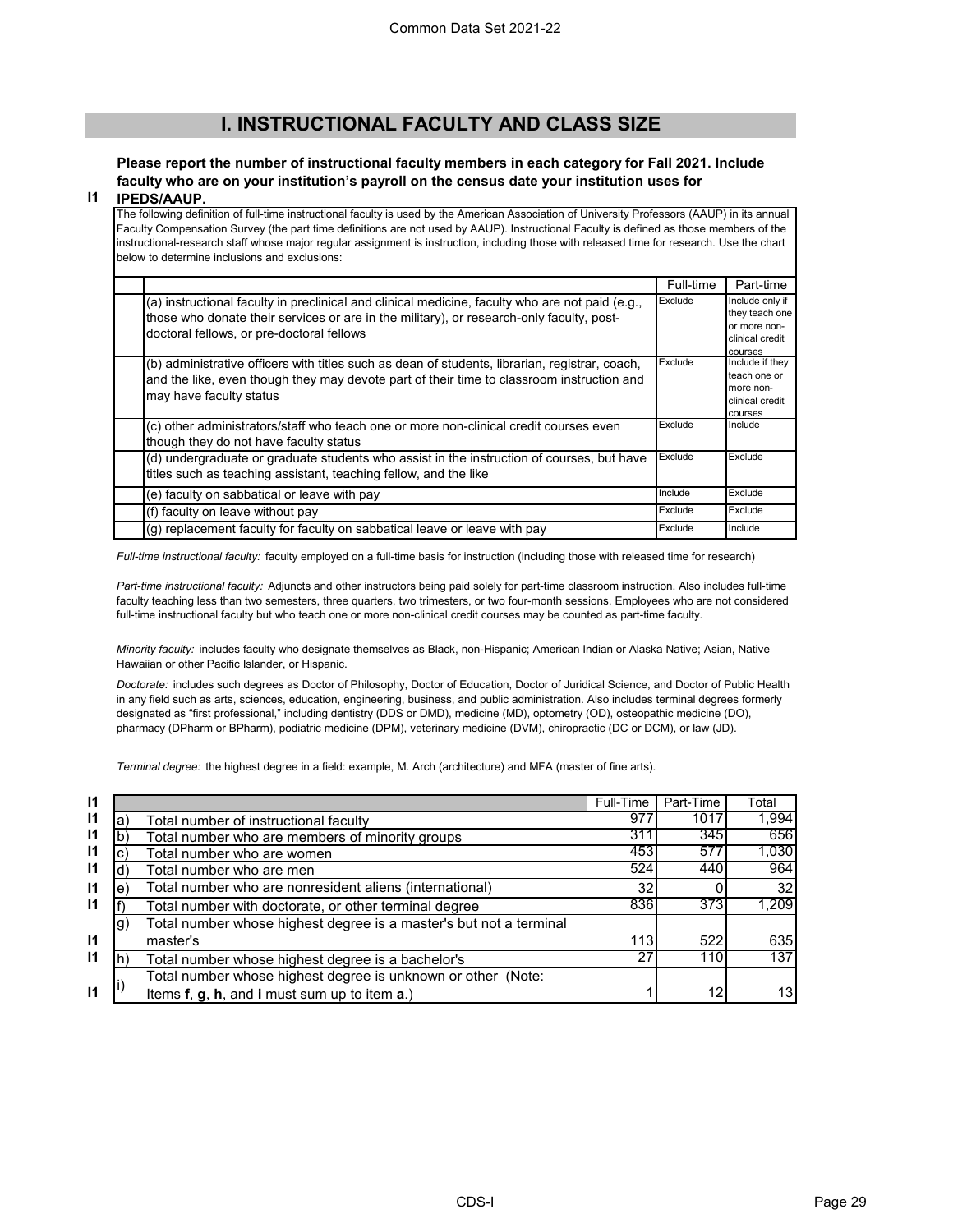# I. INSTRUCTIONAL FACULTY AND CLASS SIZE

**I1** **Please report the number of instructional faculty members in each category for Fall 2021. Include faculty who are on your institution's payroll on the census date your institution uses for IPEDS/AAUP.**

The following definition of full-time instructional faculty is used by the American Association of University Professors (AAUP) in its annual Faculty Compensation Survey (the part time definitions are not used by AAUP). Instructional Faculty is defined as those members of the instructional-research staff whose major regular assignment is instruction, including those with released time for research. Use the chart below to determine inclusions and exclusions:

| | Full-time | Part-time |
|---|---|---|
| (a) instructional faculty in preclinical and clinical medicine, faculty who are not paid (e.g., those who donate their services or are in the military), or research-only faculty, post-doctoral fellows, or pre-doctoral fellows | Exclude | Include only if they teach one or more non-clinical credit courses |
| (b) administrative officers with titles such as dean of students, librarian, registrar, coach, and the like, even though they may devote part of their time to classroom instruction and may have faculty status | Exclude | Include if they teach one or more non-clinical credit courses |
| (c) other administrators/staff who teach one or more non-clinical credit courses even though they do not have faculty status | Exclude | Include |
| (d) undergraduate or graduate students who assist in the instruction of courses, but have titles such as teaching assistant, teaching fellow, and the like | Exclude | Exclude |
| (e) faculty on sabbatical or leave with pay | Include | Exclude |
| (f) faculty on leave without pay | Exclude | Exclude |
| (g) replacement faculty for faculty on sabbatical leave or leave with pay | Exclude | Include |

*Full-time instructional faculty:* faculty employed on a full-time basis for instruction (including those with released time for research)

*Part-time instructional faculty:* Adjuncts and other instructors being paid solely for part-time classroom instruction. Also includes full-time faculty teaching less than two semesters, three quarters, two trimesters, or two four-month sessions. Employees who are not considered full-time instructional faculty but who teach one or more non-clinical credit courses may be counted as part-time faculty.

*Minority faculty:* includes faculty who designate themselves as Black, non-Hispanic; American Indian or Alaska Native; Asian, Native Hawaiian or other Pacific Islander, or Hispanic.

*Doctorate:* includes such degrees as Doctor of Philosophy, Doctor of Education, Doctor of Juridical Science, and Doctor of Public Health in any field such as arts, sciences, education, engineering, business, and public administration. Also includes terminal degrees formerly designated as "first professional," including dentistry (DDS or DMD), medicine (MD), optometry (OD), osteopathic medicine (DO), pharmacy (DPharm or BPharm), podiatric medicine (DPM), veterinary medicine (DVM), chiropractic (DC or DCM), or law (JD).

*Terminal degree:* the highest degree in a field: example, M. Arch (architecture) and MFA (master of fine arts).

| | | | Full-Time | Part-Time | Total |
|---|---|---|---|---|---|
| I1 | a) | Total number of instructional faculty | 977 | 1017 | 1,994 |
| I1 | b) | Total number who are members of minority groups | 311 | 345 | 656 |
| I1 | c) | Total number who are women | 453 | 577 | 1,030 |
| I1 | d) | Total number who are men | 524 | 440 | 964 |
| I1 | e) | Total number who are nonresident aliens (international) | 32 | 0 | 32 |
| I1 | f) | Total number with doctorate, or other terminal degree | 836 | 373 | 1,209 |
| I1 | g) | Total number whose highest degree is a master's but not a terminal master's | 113 | 522 | 635 |
| I1 | h) | Total number whose highest degree is a bachelor's | 27 | 110 | 137 |
| I1 | i) | Total number whose highest degree is unknown or other (Note: Items **f**, **g**, **h**, and **i** must sum up to item **a**.) | 1 | 12 | 13 |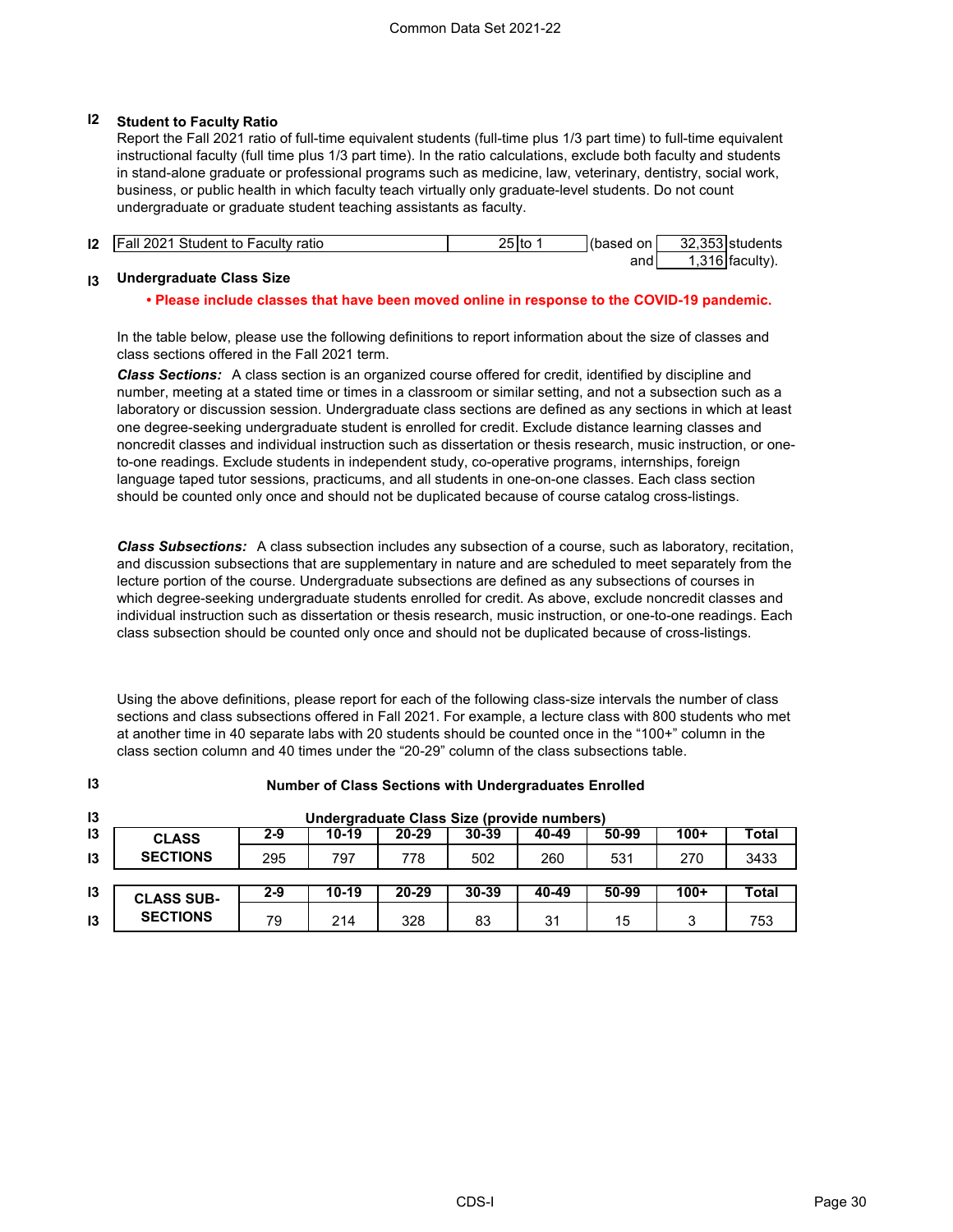**I2 Student to Faculty Ratio**

Report the Fall 2021 ratio of full-time equivalent students (full-time plus 1/3 part time) to full-time equivalent instructional faculty (full time plus 1/3 part time). In the ratio calculations, exclude both faculty and students in stand-alone graduate or professional programs such as medicine, law, veterinary, dentistry, social work, business, or public health in which faculty teach virtually only graduate-level students. Do not count undergraduate or graduate student teaching assistants as faculty.

| I2 | Fall 2021 Student to Faculty ratio | 25 | to 1 | (based on | 32,353 | students |
|---|---|---|---|---|---|---|
| | | | | and | 1,316 | faculty). |

**I3 Undergraduate Class Size**

**• Please include classes that have been moved online in response to the COVID-19 pandemic.**

In the table below, please use the following definitions to report information about the size of classes and class sections offered in the Fall 2021 term.

***Class Sections:*** A class section is an organized course offered for credit, identified by discipline and number, meeting at a stated time or times in a classroom or similar setting, and not a subsection such as a laboratory or discussion session. Undergraduate class sections are defined as any sections in which at least one degree-seeking undergraduate student is enrolled for credit. Exclude distance learning classes and noncredit classes and individual instruction such as dissertation or thesis research, music instruction, or one-to-one readings. Exclude students in independent study, co-operative programs, internships, foreign language taped tutor sessions, practicums, and all students in one-on-one classes. Each class section should be counted only once and should not be duplicated because of course catalog cross-listings.

***Class Subsections:*** A class subsection includes any subsection of a course, such as laboratory, recitation, and discussion subsections that are supplementary in nature and are scheduled to meet separately from the lecture portion of the course. Undergraduate subsections are defined as any subsections of courses in which degree-seeking undergraduate students enrolled for credit. As above, exclude noncredit classes and individual instruction such as dissertation or thesis research, music instruction, or one-to-one readings. Each class subsection should be counted only once and should not be duplicated because of cross-listings.

Using the above definitions, please report for each of the following class-size intervals the number of class sections and class subsections offered in Fall 2021. For example, a lecture class with 800 students who met at another time in 40 separate labs with 20 students should be counted once in the "100+" column in the class section column and 40 times under the "20-29" column of the class subsections table.

**I3 Number of Class Sections with Undergraduates Enrolled**

**Undergraduate Class Size (provide numbers)**

| | 2-9 | 10-19 | 20-29 | 30-39 | 40-49 | 50-99 | 100+ | Total |
|---|---|---|---|---|---|---|---|---|
| **CLASS SECTIONS** | 295 | 797 | 778 | 502 | 260 | 531 | 270 | 3433 |

| | 2-9 | 10-19 | 20-29 | 30-39 | 40-49 | 50-99 | 100+ | Total |
|---|---|---|---|---|---|---|---|---|
| **CLASS SUB-SECTIONS** | 79 | 214 | 328 | 83 | 31 | 15 | 3 | 753 |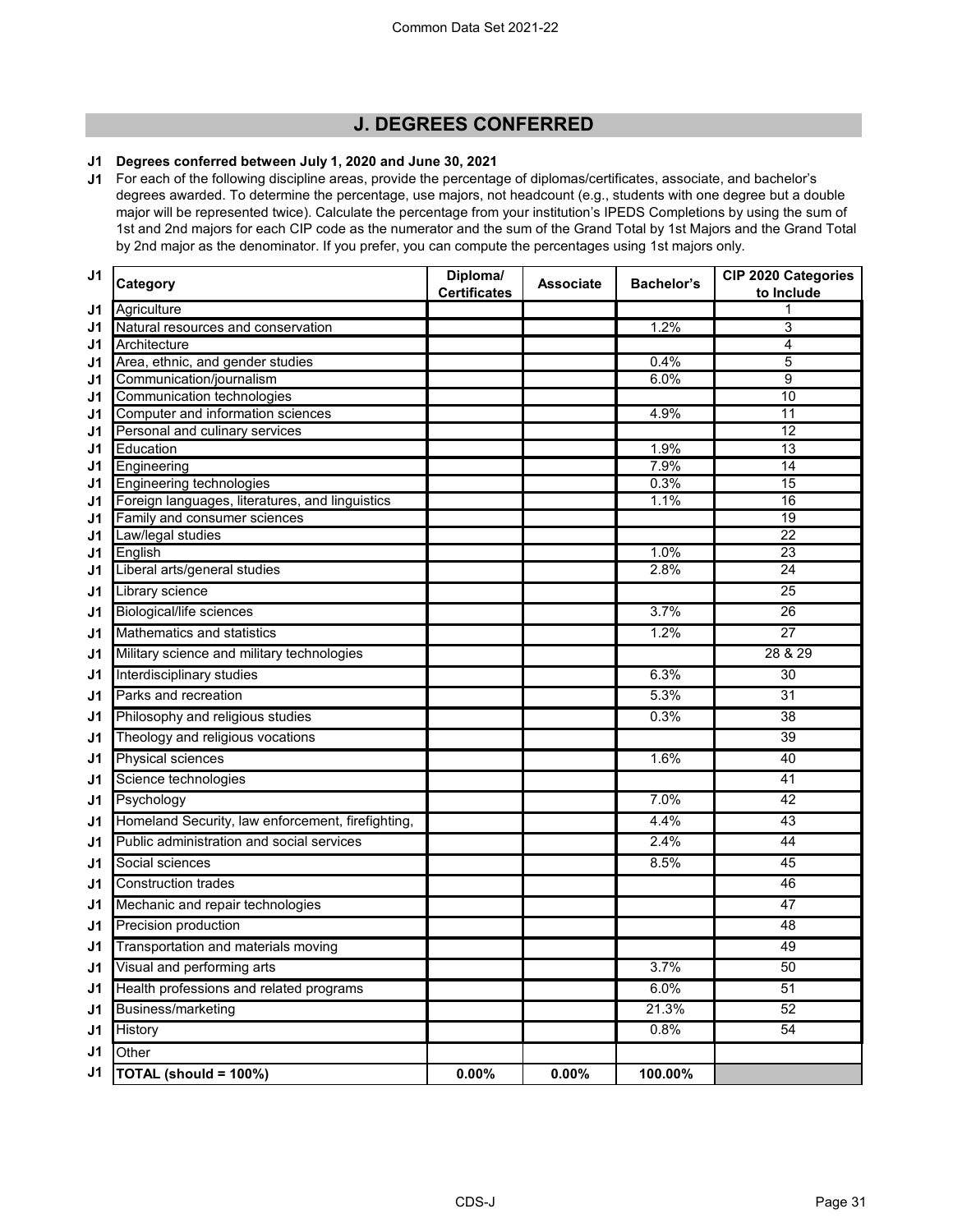## J. DEGREES CONFERRED

**J1 Degrees conferred between July 1, 2020 and June 30, 2021**

J1 For each of the following discipline areas, provide the percentage of diplomas/certificates, associate, and bachelor's degrees awarded. To determine the percentage, use majors, not headcount (e.g., students with one degree but a double major will be represented twice). Calculate the percentage from your institution's IPEDS Completions by using the sum of 1st and 2nd majors for each CIP code as the numerator and the sum of the Grand Total by 1st Majors and the Grand Total by 2nd major as the denominator. If you prefer, you can compute the percentages using 1st majors only.

| | Category | Diploma/ Certificates | Associate | Bachelor's | CIP 2020 Categories to Include |
|---|---|---|---|---|---|
| J1 | Agriculture | | | | 1 |
| J1 | Natural resources and conservation | | | 1.2% | 3 |
| J1 | Architecture | | | | 4 |
| J1 | Area, ethnic, and gender studies | | | 0.4% | 5 |
| J1 | Communication/journalism | | | 6.0% | 9 |
| J1 | Communication technologies | | | | 10 |
| J1 | Computer and information sciences | | | 4.9% | 11 |
| J1 | Personal and culinary services | | | | 12 |
| J1 | Education | | | 1.9% | 13 |
| J1 | Engineering | | | 7.9% | 14 |
| J1 | Engineering technologies | | | 0.3% | 15 |
| J1 | Foreign languages, literatures, and linguistics | | | 1.1% | 16 |
| J1 | Family and consumer sciences | | | | 19 |
| J1 | Law/legal studies | | | | 22 |
| J1 | English | | | 1.0% | 23 |
| J1 | Liberal arts/general studies | | | 2.8% | 24 |
| J1 | Library science | | | | 25 |
| J1 | Biological/life sciences | | | 3.7% | 26 |
| J1 | Mathematics and statistics | | | 1.2% | 27 |
| J1 | Military science and military technologies | | | | 28 & 29 |
| J1 | Interdisciplinary studies | | | 6.3% | 30 |
| J1 | Parks and recreation | | | 5.3% | 31 |
| J1 | Philosophy and religious studies | | | 0.3% | 38 |
| J1 | Theology and religious vocations | | | | 39 |
| J1 | Physical sciences | | | 1.6% | 40 |
| J1 | Science technologies | | | | 41 |
| J1 | Psychology | | | 7.0% | 42 |
| J1 | Homeland Security, law enforcement, firefighting, | | | 4.4% | 43 |
| J1 | Public administration and social services | | | 2.4% | 44 |
| J1 | Social sciences | | | 8.5% | 45 |
| J1 | Construction trades | | | | 46 |
| J1 | Mechanic and repair technologies | | | | 47 |
| J1 | Precision production | | | | 48 |
| J1 | Transportation and materials moving | | | | 49 |
| J1 | Visual and performing arts | | | 3.7% | 50 |
| J1 | Health professions and related programs | | | 6.0% | 51 |
| J1 | Business/marketing | | | 21.3% | 52 |
| J1 | History | | | 0.8% | 54 |
| J1 | Other | | | | |
| J1 | **TOTAL (should = 100%)** | **0.00%** | **0.00%** | **100.00%** | |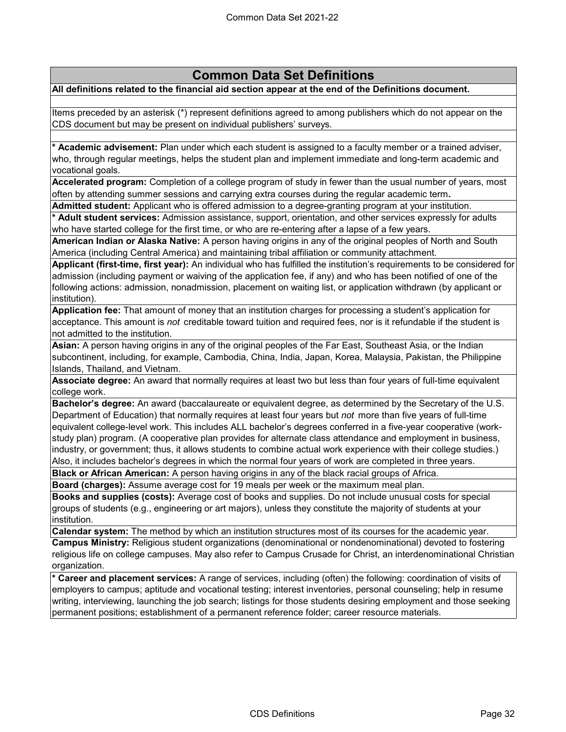## Common Data Set Definitions

**All definitions related to the financial aid section appear at the end of the Definitions document.**

Items preceded by an asterisk (*) represent definitions agreed to among publishers which do not appear on the CDS document but may be present on individual publishers' surveys.

**\* Academic advisement:** Plan under which each student is assigned to a faculty member or a trained adviser, who, through regular meetings, helps the student plan and implement immediate and long-term academic and vocational goals.

**Accelerated program:** Completion of a college program of study in fewer than the usual number of years, most often by attending summer sessions and carrying extra courses during the regular academic term**.**

**Admitted student:** Applicant who is offered admission to a degree-granting program at your institution.

**\* Adult student services:** Admission assistance, support, orientation, and other services expressly for adults who have started college for the first time, or who are re-entering after a lapse of a few years.

**American Indian or Alaska Native:** A person having origins in any of the original peoples of North and South America (including Central America) and maintaining tribal affiliation or community attachment.

**Applicant (first-time, first year):** An individual who has fulfilled the institution's requirements to be considered for admission (including payment or waiving of the application fee, if any) and who has been notified of one of the following actions: admission, nonadmission, placement on waiting list, or application withdrawn (by applicant or institution).

**Application fee:** That amount of money that an institution charges for processing a student's application for acceptance. This amount is *not* creditable toward tuition and required fees, nor is it refundable if the student is not admitted to the institution.

**Asian:** A person having origins in any of the original peoples of the Far East, Southeast Asia, or the Indian subcontinent, including, for example, Cambodia, China, India, Japan, Korea, Malaysia, Pakistan, the Philippine Islands, Thailand, and Vietnam.

**Associate degree:** An award that normally requires at least two but less than four years of full-time equivalent college work.

**Bachelor's degree:** An award (baccalaureate or equivalent degree, as determined by the Secretary of the U.S. Department of Education) that normally requires at least four years but *not* more than five years of full-time equivalent college-level work. This includes ALL bachelor's degrees conferred in a five-year cooperative (work-study plan) program. (A cooperative plan provides for alternate class attendance and employment in business, industry, or government; thus, it allows students to combine actual work experience with their college studies.) Also, it includes bachelor's degrees in which the normal four years of work are completed in three years.

**Black or African American:** A person having origins in any of the black racial groups of Africa.

**Board (charges):** Assume average cost for 19 meals per week or the maximum meal plan.

**Books and supplies (costs):** Average cost of books and supplies. Do not include unusual costs for special groups of students (e.g., engineering or art majors), unless they constitute the majority of students at your institution.

**Calendar system:** The method by which an institution structures most of its courses for the academic year.

**Campus Ministry:** Religious student organizations (denominational or nondenominational) devoted to fostering religious life on college campuses. May also refer to Campus Crusade for Christ, an interdenominational Christian organization.

**\* Career and placement services:** A range of services, including (often) the following: coordination of visits of employers to campus; aptitude and vocational testing; interest inventories, personal counseling; help in resume writing, interviewing, launching the job search; listings for those students desiring employment and those seeking permanent positions; establishment of a permanent reference folder; career resource materials.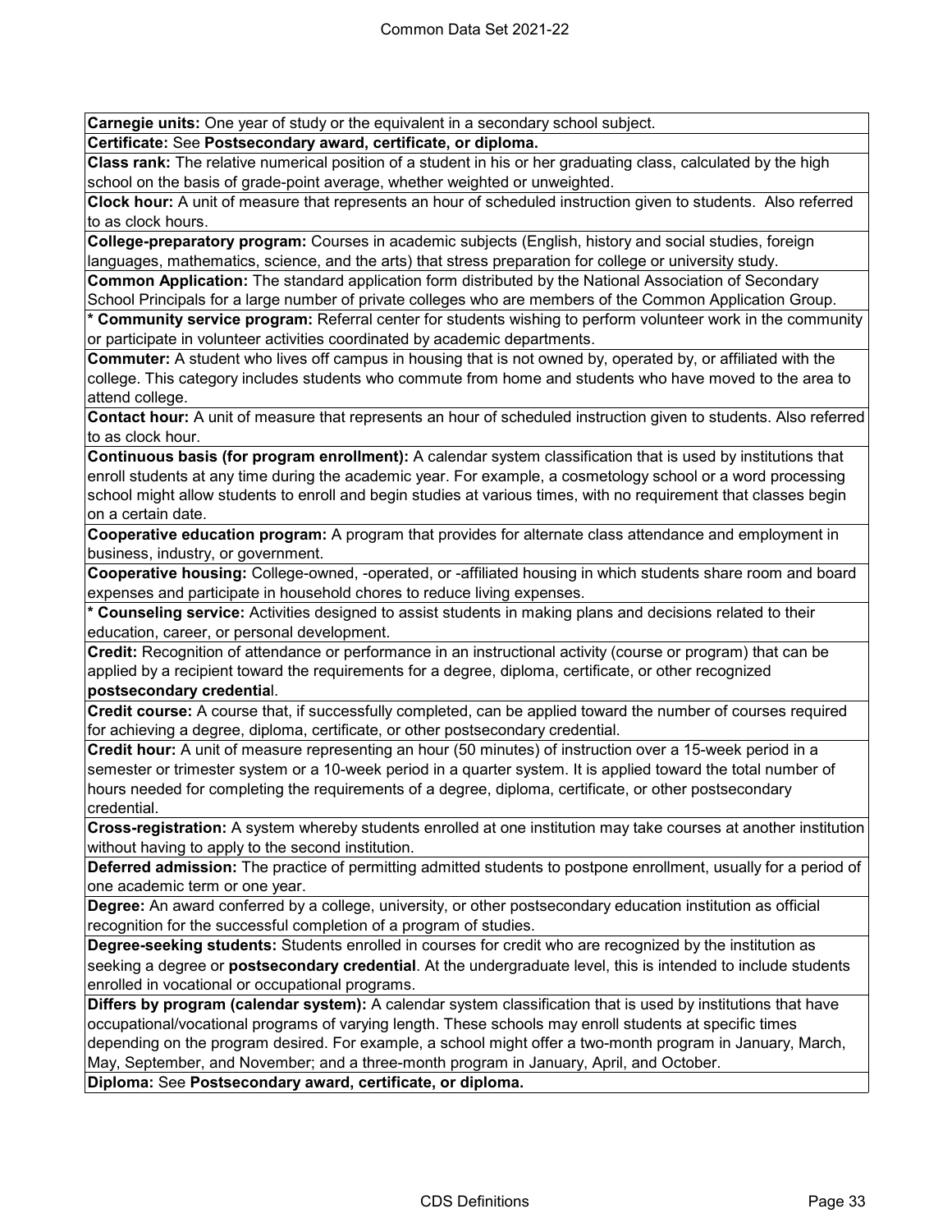**Carnegie units:** One year of study or the equivalent in a secondary school subject.

**Certificate:** See **Postsecondary award, certificate, or diploma.**

**Class rank:** The relative numerical position of a student in his or her graduating class, calculated by the high school on the basis of grade-point average, whether weighted or unweighted.

**Clock hour:** A unit of measure that represents an hour of scheduled instruction given to students.  Also referred to as clock hours.

**College-preparatory program:** Courses in academic subjects (English, history and social studies, foreign languages, mathematics, science, and the arts) that stress preparation for college or university study.

**Common Application:** The standard application form distributed by the National Association of Secondary School Principals for a large number of private colleges who are members of the Common Application Group.

**\* Community service program:** Referral center for students wishing to perform volunteer work in the community or participate in volunteer activities coordinated by academic departments.

**Commuter:** A student who lives off campus in housing that is not owned by, operated by, or affiliated with the college. This category includes students who commute from home and students who have moved to the area to attend college.

**Contact hour:** A unit of measure that represents an hour of scheduled instruction given to students. Also referred to as clock hour.

**Continuous basis (for program enrollment):** A calendar system classification that is used by institutions that enroll students at any time during the academic year. For example, a cosmetology school or a word processing school might allow students to enroll and begin studies at various times, with no requirement that classes begin on a certain date.

**Cooperative education program:** A program that provides for alternate class attendance and employment in business, industry, or government.

**Cooperative housing:** College-owned, -operated, or -affiliated housing in which students share room and board expenses and participate in household chores to reduce living expenses.

**\* Counseling service:** Activities designed to assist students in making plans and decisions related to their education, career, or personal development.

**Credit:** Recognition of attendance or performance in an instructional activity (course or program) that can be applied by a recipient toward the requirements for a degree, diploma, certificate, or other recognized **postsecondary credential**.

**Credit course:** A course that, if successfully completed, can be applied toward the number of courses required for achieving a degree, diploma, certificate, or other postsecondary credential.

**Credit hour:** A unit of measure representing an hour (50 minutes) of instruction over a 15-week period in a semester or trimester system or a 10-week period in a quarter system. It is applied toward the total number of hours needed for completing the requirements of a degree, diploma, certificate, or other postsecondary credential.

**Cross-registration:** A system whereby students enrolled at one institution may take courses at another institution without having to apply to the second institution.

**Deferred admission:** The practice of permitting admitted students to postpone enrollment, usually for a period of one academic term or one year.

**Degree:** An award conferred by a college, university, or other postsecondary education institution as official recognition for the successful completion of a program of studies.

**Degree-seeking students:** Students enrolled in courses for credit who are recognized by the institution as seeking a degree or **postsecondary credential**. At the undergraduate level, this is intended to include students enrolled in vocational or occupational programs.

**Differs by program (calendar system):** A calendar system classification that is used by institutions that have occupational/vocational programs of varying length. These schools may enroll students at specific times depending on the program desired. For example, a school might offer a two-month program in January, March, May, September, and November; and a three-month program in January, April, and October.

**Diploma:** See **Postsecondary award, certificate, or diploma.**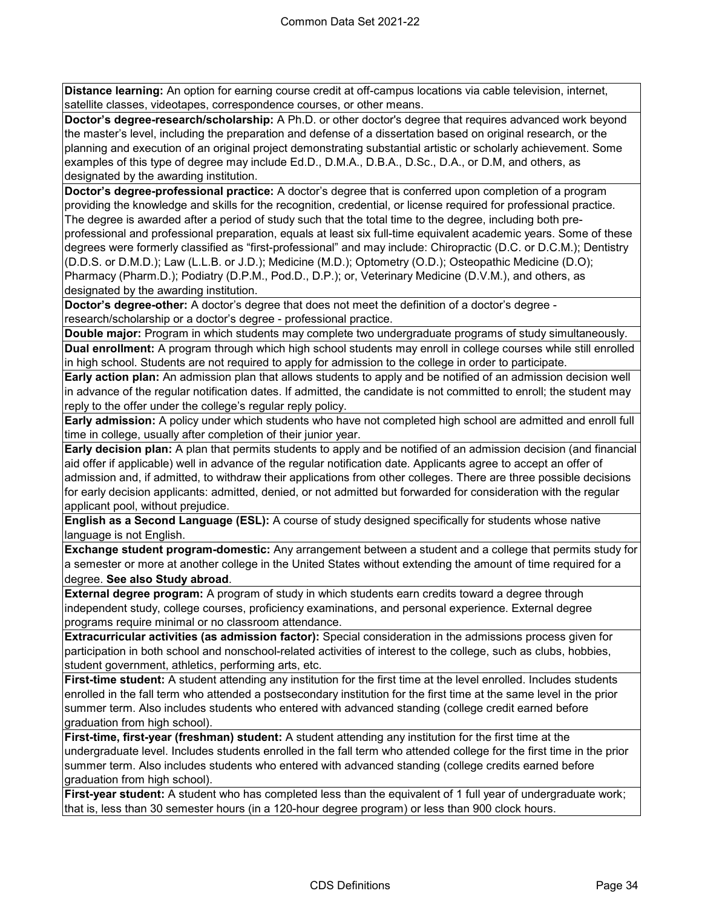**Distance learning:** An option for earning course credit at off-campus locations via cable television, internet, satellite classes, videotapes, correspondence courses, or other means.

**Doctor's degree-research/scholarship:** A Ph.D. or other doctor's degree that requires advanced work beyond the master's level, including the preparation and defense of a dissertation based on original research, or the planning and execution of an original project demonstrating substantial artistic or scholarly achievement. Some examples of this type of degree may include Ed.D., D.M.A., D.B.A., D.Sc., D.A., or D.M, and others, as designated by the awarding institution.

**Doctor's degree-professional practice:** A doctor's degree that is conferred upon completion of a program providing the knowledge and skills for the recognition, credential, or license required for professional practice. The degree is awarded after a period of study such that the total time to the degree, including both pre-professional and professional preparation, equals at least six full-time equivalent academic years. Some of these degrees were formerly classified as "first-professional" and may include: Chiropractic (D.C. or D.C.M.); Dentistry (D.D.S. or D.M.D.); Law (L.L.B. or J.D.); Medicine (M.D.); Optometry (O.D.); Osteopathic Medicine (D.O); Pharmacy (Pharm.D.); Podiatry (D.P.M., Pod.D., D.P.); or, Veterinary Medicine (D.V.M.), and others, as designated by the awarding institution.

**Doctor's degree-other:** A doctor's degree that does not meet the definition of a doctor's degree - research/scholarship or a doctor's degree - professional practice.

**Double major:** Program in which students may complete two undergraduate programs of study simultaneously.

**Dual enrollment:** A program through which high school students may enroll in college courses while still enrolled in high school. Students are not required to apply for admission to the college in order to participate.

**Early action plan:** An admission plan that allows students to apply and be notified of an admission decision well in advance of the regular notification dates. If admitted, the candidate is not committed to enroll; the student may reply to the offer under the college's regular reply policy.

**Early admission:** A policy under which students who have not completed high school are admitted and enroll full time in college, usually after completion of their junior year.

**Early decision plan:** A plan that permits students to apply and be notified of an admission decision (and financial aid offer if applicable) well in advance of the regular notification date. Applicants agree to accept an offer of admission and, if admitted, to withdraw their applications from other colleges. There are three possible decisions for early decision applicants: admitted, denied, or not admitted but forwarded for consideration with the regular applicant pool, without prejudice.

**English as a Second Language (ESL):** A course of study designed specifically for students whose native language is not English.

**Exchange student program-domestic:** Any arrangement between a student and a college that permits study for a semester or more at another college in the United States without extending the amount of time required for a degree. **See also Study abroad**.

**External degree program:** A program of study in which students earn credits toward a degree through independent study, college courses, proficiency examinations, and personal experience. External degree programs require minimal or no classroom attendance.

**Extracurricular activities (as admission factor):** Special consideration in the admissions process given for participation in both school and nonschool-related activities of interest to the college, such as clubs, hobbies, student government, athletics, performing arts, etc.

**First-time student:** A student attending any institution for the first time at the level enrolled. Includes students enrolled in the fall term who attended a postsecondary institution for the first time at the same level in the prior summer term. Also includes students who entered with advanced standing (college credit earned before graduation from high school).

**First-time, first-year (freshman) student:** A student attending any institution for the first time at the undergraduate level. Includes students enrolled in the fall term who attended college for the first time in the prior summer term. Also includes students who entered with advanced standing (college credits earned before graduation from high school).

**First-year student:** A student who has completed less than the equivalent of 1 full year of undergraduate work; that is, less than 30 semester hours (in a 120-hour degree program) or less than 900 clock hours.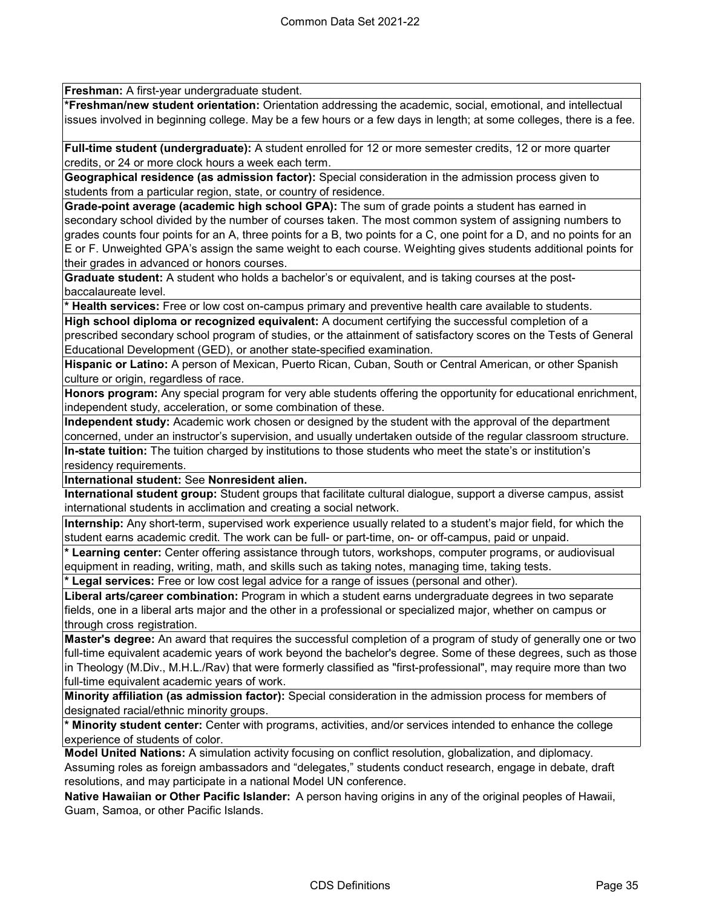**Freshman:** A first-year undergraduate student.

***Freshman/new student orientation:** Orientation addressing the academic, social, emotional, and intellectual issues involved in beginning college. May be a few hours or a few days in length; at some colleges, there is a fee.

**Full-time student (undergraduate):** A student enrolled for 12 or more semester credits, 12 or more quarter credits, or 24 or more clock hours a week each term.

**Geographical residence (as admission factor):** Special consideration in the admission process given to students from a particular region, state, or country of residence.

**Grade-point average (academic high school GPA):** The sum of grade points a student has earned in secondary school divided by the number of courses taken. The most common system of assigning numbers to grades counts four points for an A, three points for a B, two points for a C, one point for a D, and no points for an E or F. Unweighted GPA's assign the same weight to each course. Weighting gives students additional points for their grades in advanced or honors courses.

**Graduate student:** A student who holds a bachelor's or equivalent, and is taking courses at the post-baccalaureate level.

*** Health services:** Free or low cost on-campus primary and preventive health care available to students.

**High school diploma or recognized equivalent:** A document certifying the successful completion of a prescribed secondary school program of studies, or the attainment of satisfactory scores on the Tests of General Educational Development (GED), or another state-specified examination.

**Hispanic or Latino:** A person of Mexican, Puerto Rican, Cuban, South or Central American, or other Spanish culture or origin, regardless of race.

**Honors program:** Any special program for very able students offering the opportunity for educational enrichment, independent study, acceleration, or some combination of these.

**Independent study:** Academic work chosen or designed by the student with the approval of the department concerned, under an instructor's supervision, and usually undertaken outside of the regular classroom structure.

**In-state tuition:** The tuition charged by institutions to those students who meet the state's or institution's residency requirements.

**International student:** See **Nonresident alien.**

**International student group:** Student groups that facilitate cultural dialogue, support a diverse campus, assist international students in acclimation and creating a social network.

**Internship:** Any short-term, supervised work experience usually related to a student's major field, for which the student earns academic credit. The work can be full- or part-time, on- or off-campus, paid or unpaid.

*** Learning center:** Center offering assistance through tutors, workshops, computer programs, or audiovisual equipment in reading, writing, math, and skills such as taking notes, managing time, taking tests.

*** Legal services:** Free or low cost legal advice for a range of issues (personal and other).

**Liberal arts/career combination:** Program in which a student earns undergraduate degrees in two separate fields, one in a liberal arts major and the other in a professional or specialized major, whether on campus or through cross registration.

**Master's degree:** An award that requires the successful completion of a program of study of generally one or two full-time equivalent academic years of work beyond the bachelor's degree. Some of these degrees, such as those in Theology (M.Div., M.H.L./Rav) that were formerly classified as "first-professional", may require more than two full-time equivalent academic years of work.

**Minority affiliation (as admission factor):** Special consideration in the admission process for members of designated racial/ethnic minority groups.

*** Minority student center:** Center with programs, activities, and/or services intended to enhance the college experience of students of color.

**Model United Nations:** A simulation activity focusing on conflict resolution, globalization, and diplomacy. Assuming roles as foreign ambassadors and "delegates," students conduct research, engage in debate, draft resolutions, and may participate in a national Model UN conference.

**Native Hawaiian or Other Pacific Islander:** A person having origins in any of the original peoples of Hawaii, Guam, Samoa, or other Pacific Islands.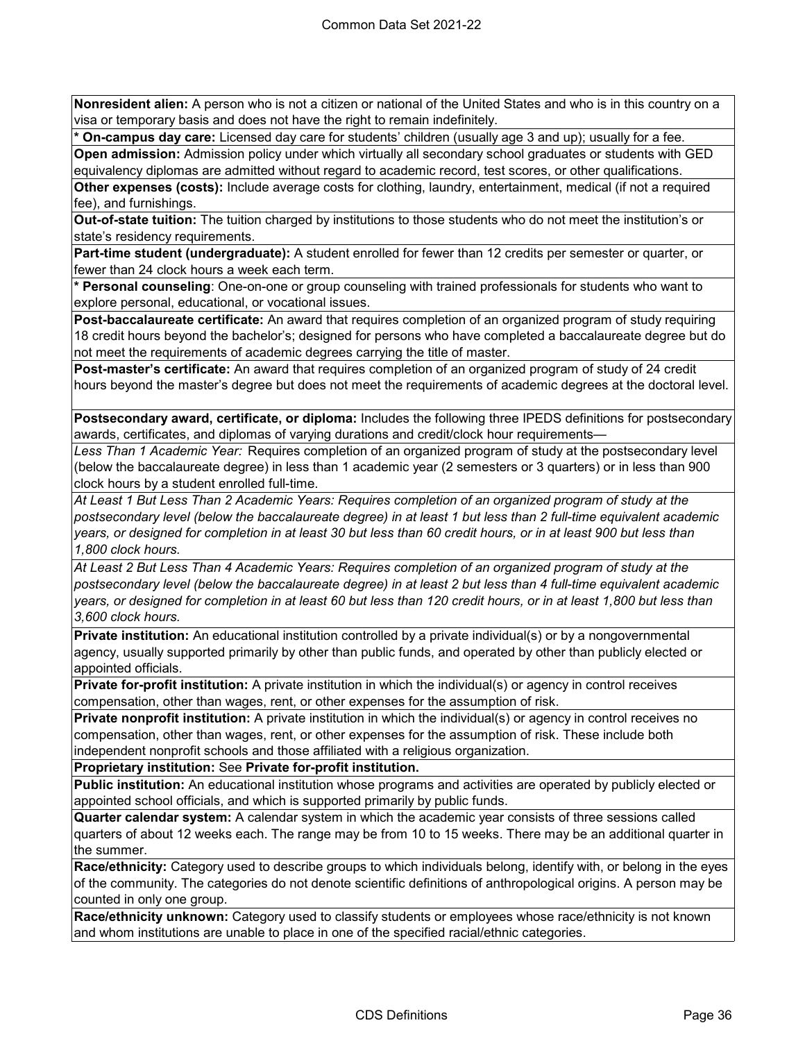**Nonresident alien:** A person who is not a citizen or national of the United States and who is in this country on a visa or temporary basis and does not have the right to remain indefinitely.

* **On-campus day care:** Licensed day care for students' children (usually age 3 and up); usually for a fee.

**Open admission:** Admission policy under which virtually all secondary school graduates or students with GED equivalency diplomas are admitted without regard to academic record, test scores, or other qualifications.

**Other expenses (costs):** Include average costs for clothing, laundry, entertainment, medical (if not a required fee), and furnishings.

**Out-of-state tuition:** The tuition charged by institutions to those students who do not meet the institution's or state's residency requirements.

**Part-time student (undergraduate):** A student enrolled for fewer than 12 credits per semester or quarter, or fewer than 24 clock hours a week each term.

* **Personal counseling**: One-on-one or group counseling with trained professionals for students who want to explore personal, educational, or vocational issues.

**Post-baccalaureate certificate:** An award that requires completion of an organized program of study requiring 18 credit hours beyond the bachelor's; designed for persons who have completed a baccalaureate degree but do not meet the requirements of academic degrees carrying the title of master.

**Post-master's certificate:** An award that requires completion of an organized program of study of 24 credit hours beyond the master's degree but does not meet the requirements of academic degrees at the doctoral level.

**Postsecondary award, certificate, or diploma:** Includes the following three IPEDS definitions for postsecondary awards, certificates, and diplomas of varying durations and credit/clock hour requirements—

*Less Than 1 Academic Year:* Requires completion of an organized program of study at the postsecondary level (below the baccalaureate degree) in less than 1 academic year (2 semesters or 3 quarters) or in less than 900 clock hours by a student enrolled full-time.

*At Least 1 But Less Than 2 Academic Years: Requires completion of an organized program of study at the postsecondary level (below the baccalaureate degree) in at least 1 but less than 2 full-time equivalent academic years, or designed for completion in at least 30 but less than 60 credit hours, or in at least 900 but less than 1,800 clock hours.*

*At Least 2 But Less Than 4 Academic Years: Requires completion of an organized program of study at the postsecondary level (below the baccalaureate degree) in at least 2 but less than 4 full-time equivalent academic years, or designed for completion in at least 60 but less than 120 credit hours, or in at least 1,800 but less than 3,600 clock hours.*

**Private institution:** An educational institution controlled by a private individual(s) or by a nongovernmental agency, usually supported primarily by other than public funds, and operated by other than publicly elected or appointed officials.

**Private for-profit institution:** A private institution in which the individual(s) or agency in control receives compensation, other than wages, rent, or other expenses for the assumption of risk.

**Private nonprofit institution:** A private institution in which the individual(s) or agency in control receives no compensation, other than wages, rent, or other expenses for the assumption of risk. These include both independent nonprofit schools and those affiliated with a religious organization.

**Proprietary institution:** See **Private for-profit institution.**

**Public institution:** An educational institution whose programs and activities are operated by publicly elected or appointed school officials, and which is supported primarily by public funds.

**Quarter calendar system:** A calendar system in which the academic year consists of three sessions called quarters of about 12 weeks each. The range may be from 10 to 15 weeks. There may be an additional quarter in the summer.

**Race/ethnicity:** Category used to describe groups to which individuals belong, identify with, or belong in the eyes of the community. The categories do not denote scientific definitions of anthropological origins. A person may be counted in only one group.

**Race/ethnicity unknown:** Category used to classify students or employees whose race/ethnicity is not known and whom institutions are unable to place in one of the specified racial/ethnic categories.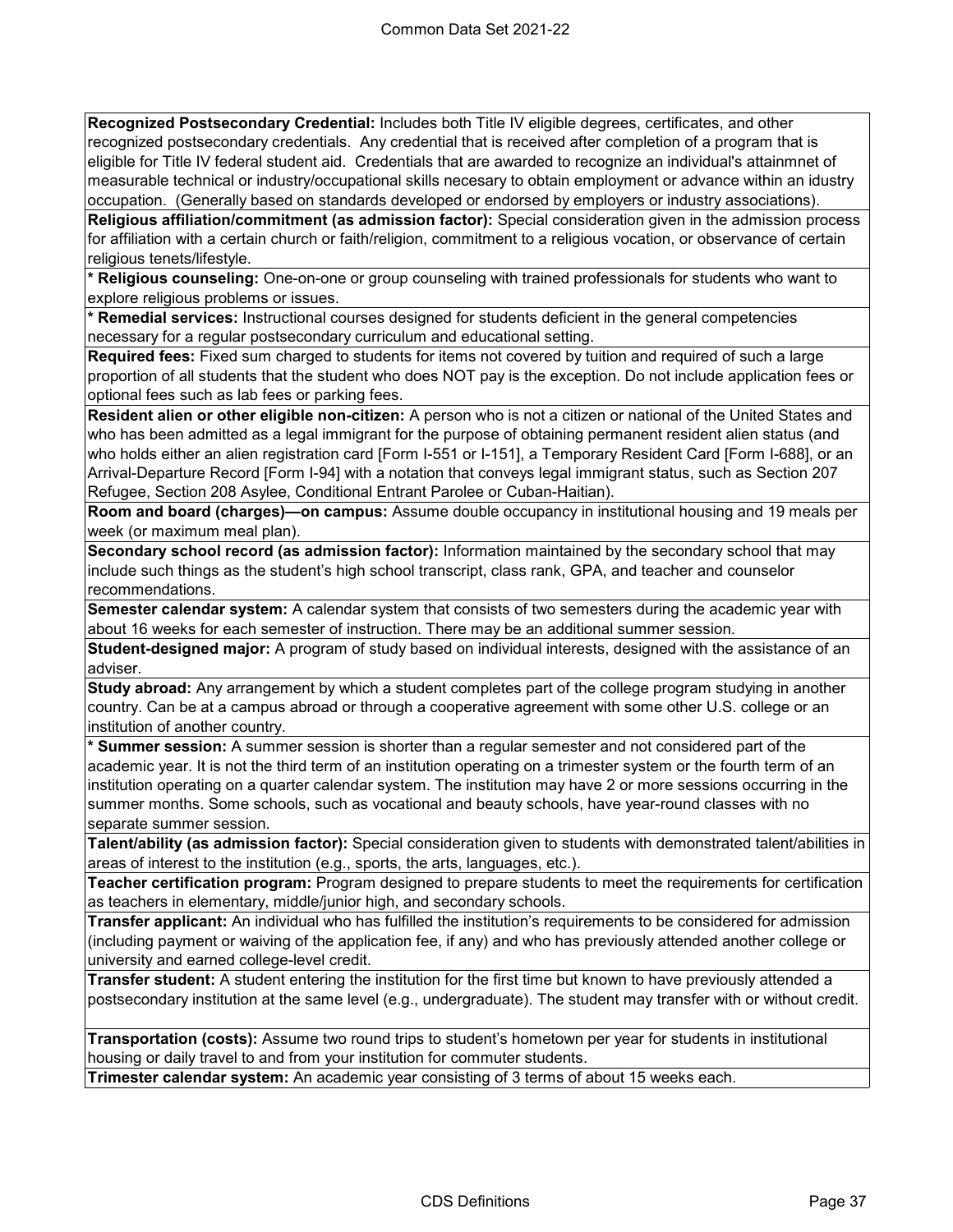**Recognized Postsecondary Credential:** Includes both Title IV eligible degrees, certificates, and other recognized postsecondary credentials. Any credential that is received after completion of a program that is eligible for Title IV federal student aid. Credentials that are awarded to recognize an individual's attainmnet of measurable technical or industry/occupational skills necesary to obtain employment or advance within an idustry occupation. (Generally based on standards developed or endorsed by employers or industry associations).

**Religious affiliation/commitment (as admission factor):** Special consideration given in the admission process for affiliation with a certain church or faith/religion, commitment to a religious vocation, or observance of certain religious tenets/lifestyle.

**\* Religious counseling:** One-on-one or group counseling with trained professionals for students who want to explore religious problems or issues.

**\* Remedial services:** Instructional courses designed for students deficient in the general competencies necessary for a regular postsecondary curriculum and educational setting.

**Required fees:** Fixed sum charged to students for items not covered by tuition and required of such a large proportion of all students that the student who does NOT pay is the exception. Do not include application fees or optional fees such as lab fees or parking fees.

**Resident alien or other eligible non-citizen:** A person who is not a citizen or national of the United States and who has been admitted as a legal immigrant for the purpose of obtaining permanent resident alien status (and who holds either an alien registration card [Form I-551 or I-151], a Temporary Resident Card [Form I-688], or an Arrival-Departure Record [Form I-94] with a notation that conveys legal immigrant status, such as Section 207 Refugee, Section 208 Asylee, Conditional Entrant Parolee or Cuban-Haitian).

**Room and board (charges)—on campus:** Assume double occupancy in institutional housing and 19 meals per week (or maximum meal plan).

**Secondary school record (as admission factor):** Information maintained by the secondary school that may include such things as the student's high school transcript, class rank, GPA, and teacher and counselor recommendations.

**Semester calendar system:** A calendar system that consists of two semesters during the academic year with about 16 weeks for each semester of instruction. There may be an additional summer session.

**Student-designed major:** A program of study based on individual interests, designed with the assistance of an adviser.

**Study abroad:** Any arrangement by which a student completes part of the college program studying in another country. Can be at a campus abroad or through a cooperative agreement with some other U.S. college or an institution of another country.

**\* Summer session:** A summer session is shorter than a regular semester and not considered part of the academic year. It is not the third term of an institution operating on a trimester system or the fourth term of an institution operating on a quarter calendar system. The institution may have 2 or more sessions occurring in the summer months. Some schools, such as vocational and beauty schools, have year-round classes with no separate summer session.

**Talent/ability (as admission factor):** Special consideration given to students with demonstrated talent/abilities in areas of interest to the institution (e.g., sports, the arts, languages, etc.).

**Teacher certification program:** Program designed to prepare students to meet the requirements for certification as teachers in elementary, middle/junior high, and secondary schools.

**Transfer applicant:** An individual who has fulfilled the institution's requirements to be considered for admission (including payment or waiving of the application fee, if any) and who has previously attended another college or university and earned college-level credit.

**Transfer student:** A student entering the institution for the first time but known to have previously attended a postsecondary institution at the same level (e.g., undergraduate). The student may transfer with or without credit.

**Transportation (costs):** Assume two round trips to student's hometown per year for students in institutional housing or daily travel to and from your institution for commuter students.

**Trimester calendar system:** An academic year consisting of 3 terms of about 15 weeks each.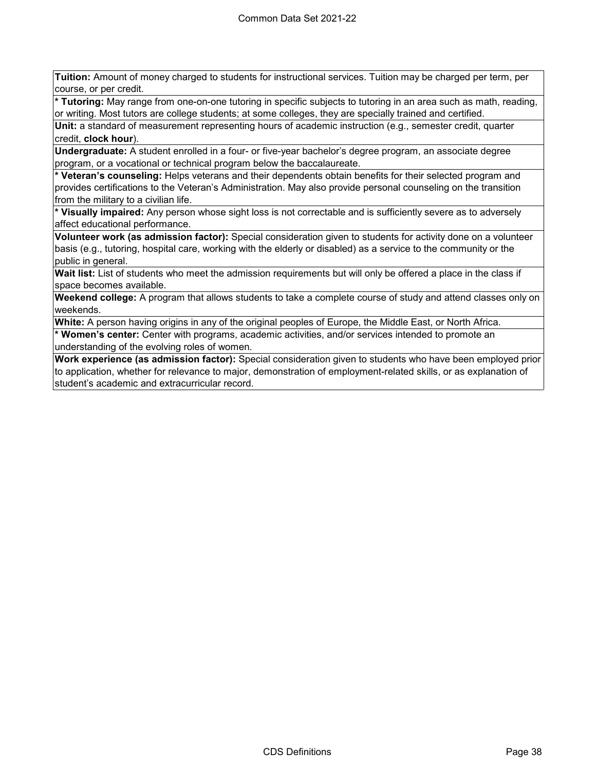**Tuition:** Amount of money charged to students for instructional services. Tuition may be charged per term, per course, or per credit.

* **Tutoring:** May range from one-on-one tutoring in specific subjects to tutoring in an area such as math, reading, or writing. Most tutors are college students; at some colleges, they are specially trained and certified.

**Unit:** a standard of measurement representing hours of academic instruction (e.g., semester credit, quarter credit, **clock hour**).

**Undergraduate:** A student enrolled in a four- or five-year bachelor's degree program, an associate degree program, or a vocational or technical program below the baccalaureate.

* **Veteran's counseling:** Helps veterans and their dependents obtain benefits for their selected program and provides certifications to the Veteran's Administration. May also provide personal counseling on the transition from the military to a civilian life.

* **Visually impaired:** Any person whose sight loss is not correctable and is sufficiently severe as to adversely affect educational performance.

**Volunteer work (as admission factor):** Special consideration given to students for activity done on a volunteer basis (e.g., tutoring, hospital care, working with the elderly or disabled) as a service to the community or the public in general.

**Wait list:** List of students who meet the admission requirements but will only be offered a place in the class if space becomes available.

**Weekend college:** A program that allows students to take a complete course of study and attend classes only on weekends.

**White:** A person having origins in any of the original peoples of Europe, the Middle East, or North Africa.

* **Women's center:** Center with programs, academic activities, and/or services intended to promote an understanding of the evolving roles of women.

**Work experience (as admission factor):** Special consideration given to students who have been employed prior to application, whether for relevance to major, demonstration of employment-related skills, or as explanation of student's academic and extracurricular record.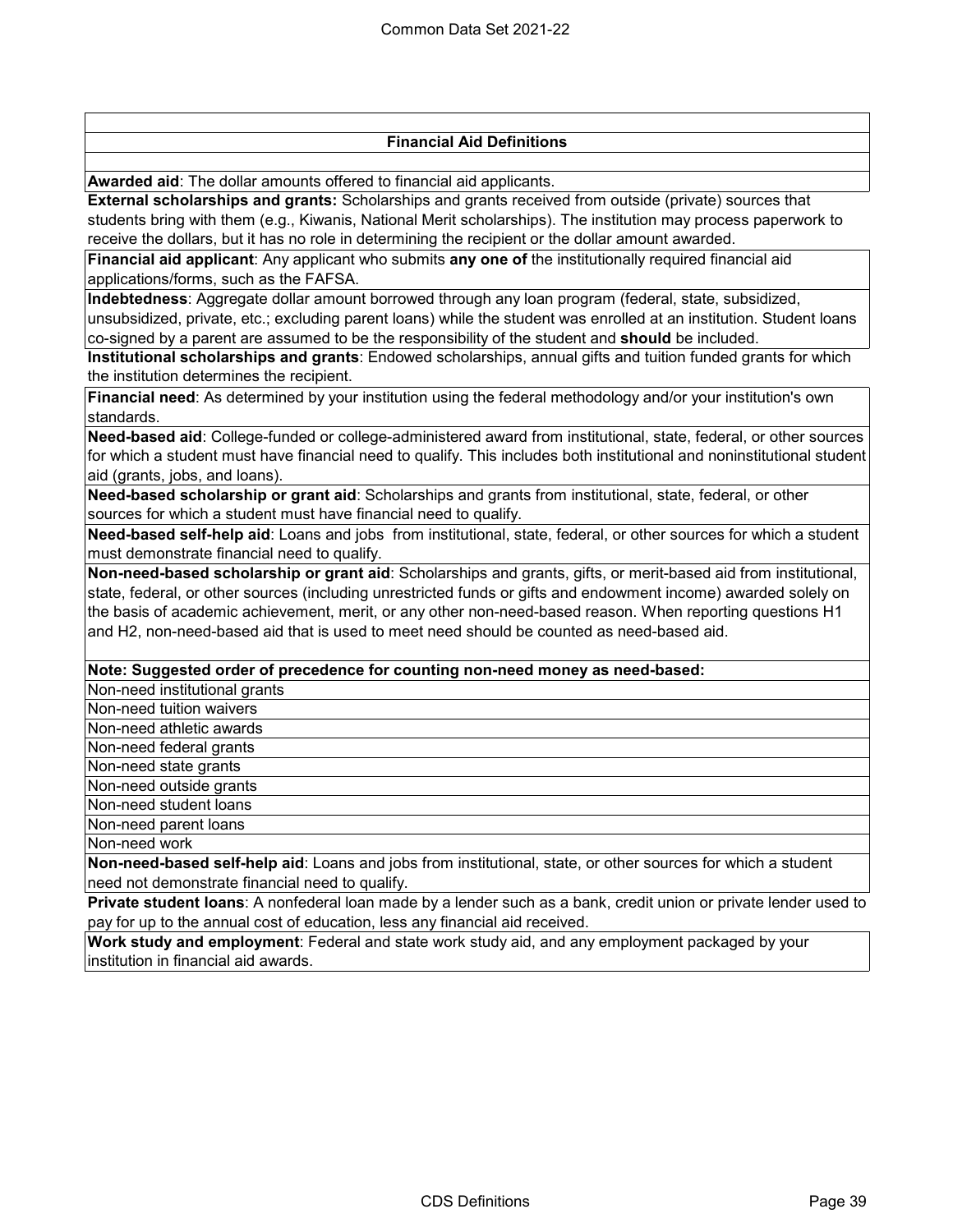## Financial Aid Definitions

**Awarded aid**: The dollar amounts offered to financial aid applicants.

**External scholarships and grants:** Scholarships and grants received from outside (private) sources that students bring with them (e.g., Kiwanis, National Merit scholarships). The institution may process paperwork to receive the dollars, but it has no role in determining the recipient or the dollar amount awarded.

**Financial aid applicant**: Any applicant who submits **any one of** the institutionally required financial aid applications/forms, such as the FAFSA.

**Indebtedness**: Aggregate dollar amount borrowed through any loan program (federal, state, subsidized, unsubsidized, private, etc.; excluding parent loans) while the student was enrolled at an institution. Student loans co-signed by a parent are assumed to be the responsibility of the student and **should** be included.

**Institutional scholarships and grants**: Endowed scholarships, annual gifts and tuition funded grants for which the institution determines the recipient.

**Financial need**: As determined by your institution using the federal methodology and/or your institution's own standards.

**Need-based aid**: College-funded or college-administered award from institutional, state, federal, or other sources for which a student must have financial need to qualify. This includes both institutional and noninstitutional student aid (grants, jobs, and loans).

**Need-based scholarship or grant aid**: Scholarships and grants from institutional, state, federal, or other sources for which a student must have financial need to qualify.

**Need-based self-help aid**: Loans and jobs from institutional, state, federal, or other sources for which a student must demonstrate financial need to qualify.

**Non-need-based scholarship or grant aid**: Scholarships and grants, gifts, or merit-based aid from institutional, state, federal, or other sources (including unrestricted funds or gifts and endowment income) awarded solely on the basis of academic achievement, merit, or any other non-need-based reason. When reporting questions H1 and H2, non-need-based aid that is used to meet need should be counted as need-based aid.

**Note: Suggested order of precedence for counting non-need money as need-based:**

- Non-need institutional grants
- Non-need tuition waivers
- Non-need athletic awards
- Non-need federal grants
- Non-need state grants
- Non-need outside grants
- Non-need student loans
- Non-need parent loans
- Non-need work

**Non-need-based self-help aid**: Loans and jobs from institutional, state, or other sources for which a student need not demonstrate financial need to qualify.

**Private student loans**: A nonfederal loan made by a lender such as a bank, credit union or private lender used to pay for up to the annual cost of education, less any financial aid received.

**Work study and employment**: Federal and state work study aid, and any employment packaged by your institution in financial aid awards.